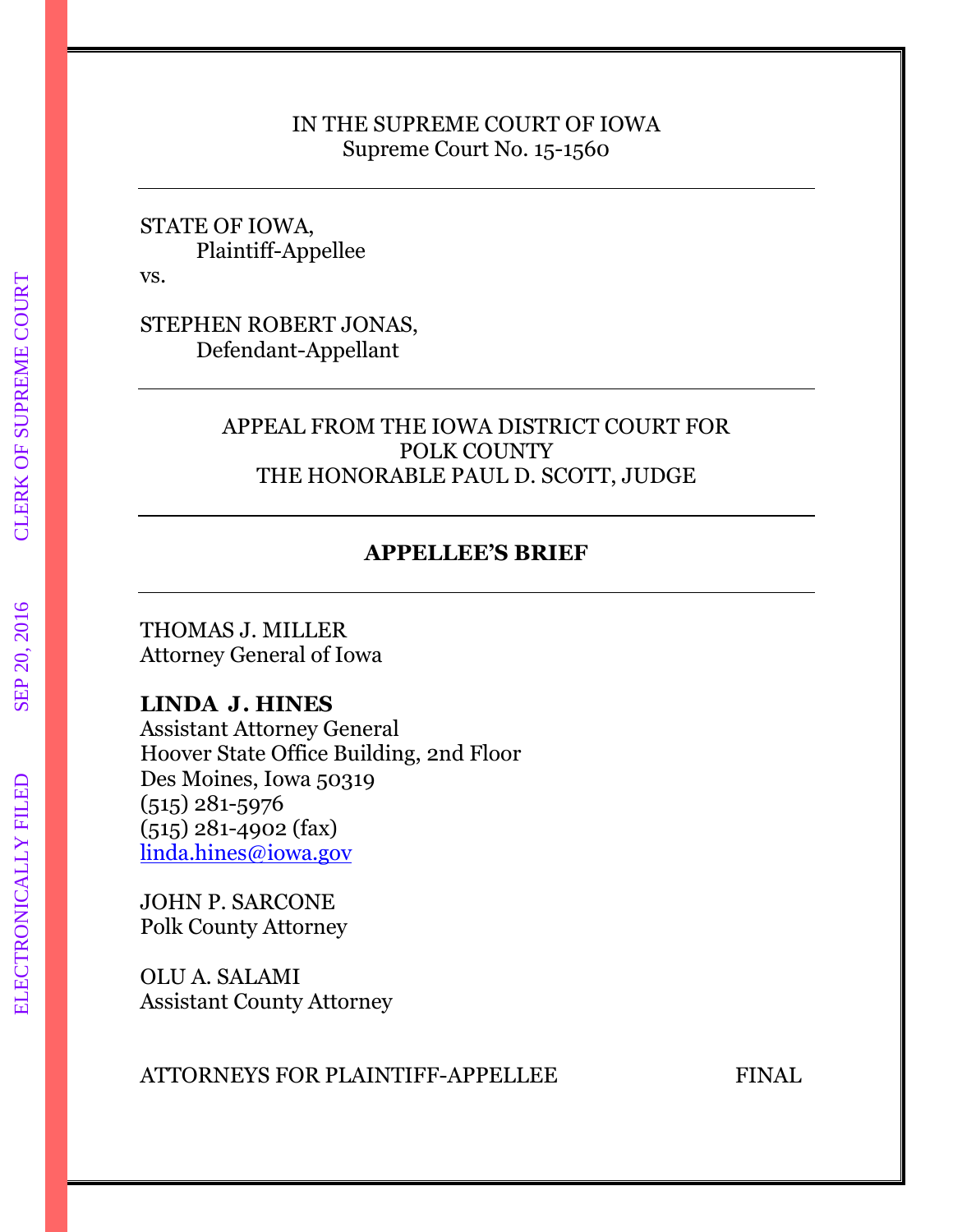IN THE SUPREME COURT OF IOWA
Supreme Court No. 15-1560

---

STATE OF IOWA,
Plaintiff-Appellee

vs.

STEPHEN ROBERT JONAS,
Defendant-Appellant

---

APPEAL FROM THE IOWA DISTRICT COURT FOR
POLK COUNTY
THE HONORABLE PAUL D. SCOTT, JUDGE

---

**APPELLEE'S BRIEF**

---

THOMAS J. MILLER
Attorney General of Iowa

**LINDA J. HINES**
Assistant Attorney General
Hoover State Office Building, 2nd Floor
Des Moines, Iowa 50319
(515) 281-5976
(515) 281-4902 (fax)
linda.hines@iowa.gov

JOHN P. SARCONE
Polk County Attorney

OLU A. SALAMI
Assistant County Attorney

ATTORNEYS FOR PLAINTIFF-APPELLEE

FINAL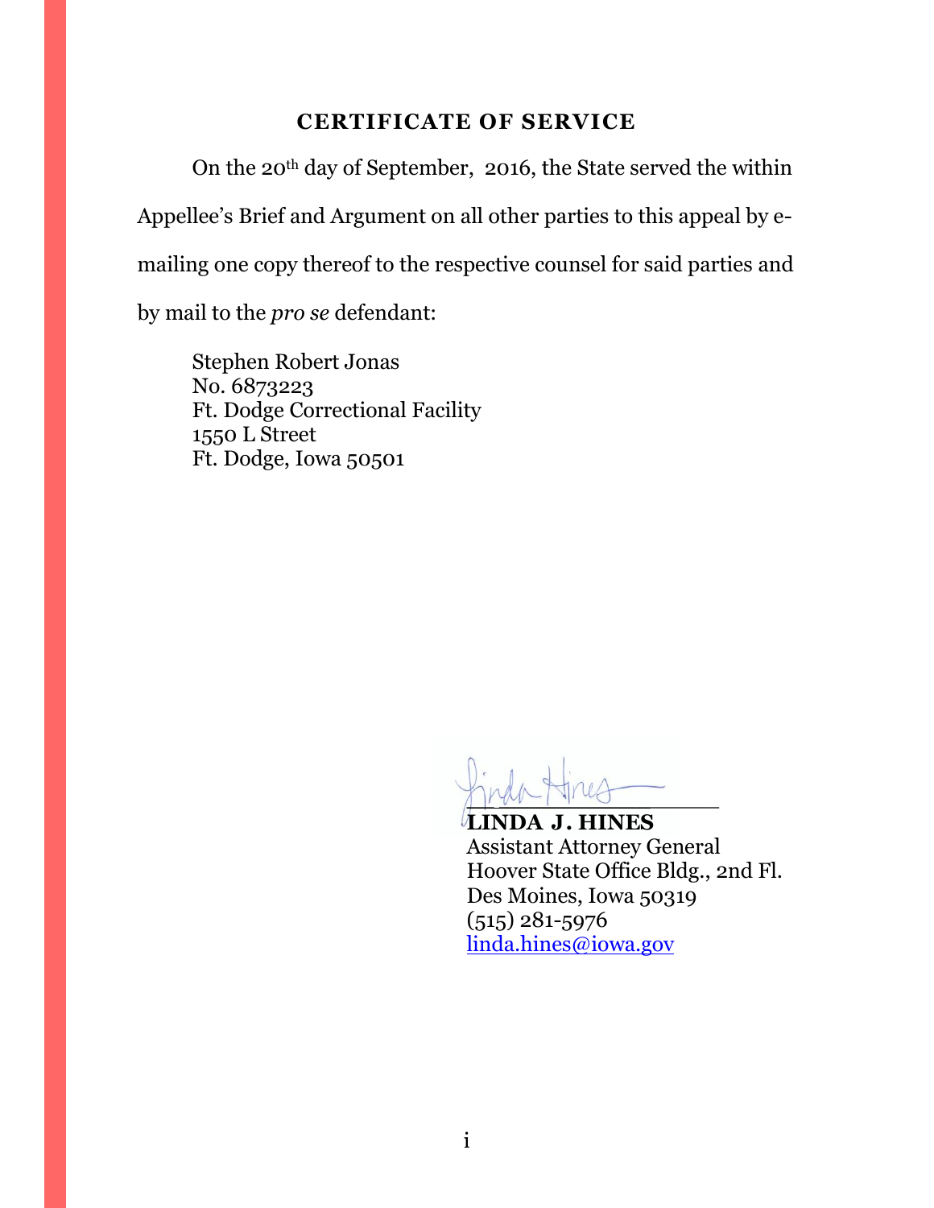## CERTIFICATE OF SERVICE

On the 20th day of September, 2016, the State served the within Appellee's Brief and Argument on all other parties to this appeal by e-mailing one copy thereof to the respective counsel for said parties and by mail to the *pro se* defendant:

Stephen Robert Jonas  
No. 6873223  
Ft. Dodge Correctional Facility  
1550 L Street  
Ft. Dodge, Iowa 50501

**LINDA J. HINES**  
Assistant Attorney General  
Hoover State Office Bldg., 2nd Fl.  
Des Moines, Iowa 50319  
(515) 281-5976  
linda.hines@iowa.gov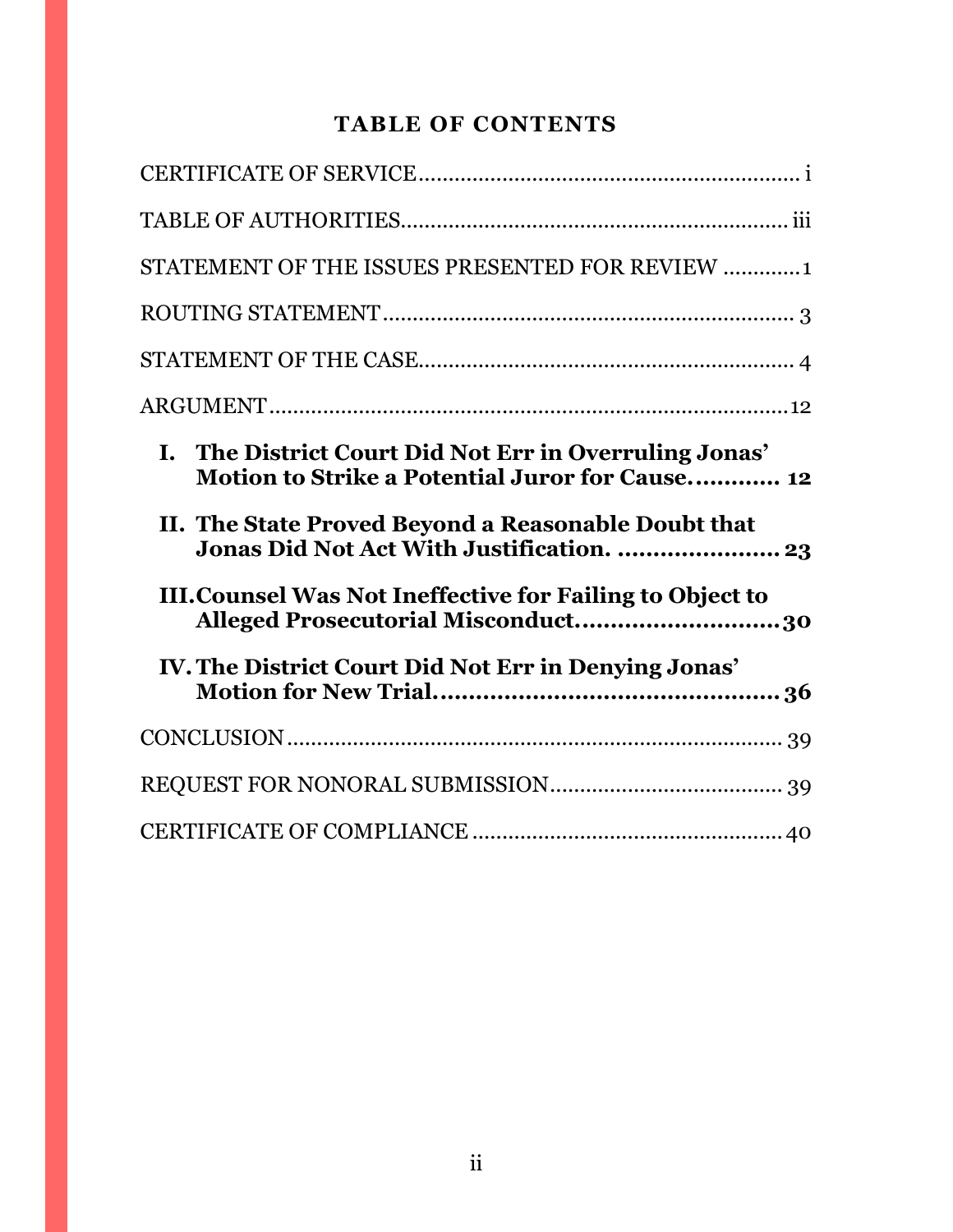# TABLE OF CONTENTS

CERTIFICATE OF SERVICE ........................................................ i

TABLE OF AUTHORITIES ........................................................ iii

STATEMENT OF THE ISSUES PRESENTED FOR REVIEW ............ 1

ROUTING STATEMENT ........................................................ 3

STATEMENT OF THE CASE ........................................................ 4

ARGUMENT ........................................................ 12

**I. The District Court Did Not Err in Overruling Jonas' Motion to Strike a Potential Juror for Cause............ 12**

**II. The State Proved Beyond a Reasonable Doubt that Jonas Did Not Act With Justification. ....................... 23**

**III. Counsel Was Not Ineffective for Failing to Object to Alleged Prosecutorial Misconduct............................ 30**

**IV. The District Court Did Not Err in Denying Jonas' Motion for New Trial................................................ 36**

CONCLUSION ........................................................ 39

REQUEST FOR NONORAL SUBMISSION ........................................................ 39

CERTIFICATE OF COMPLIANCE ........................................................ 40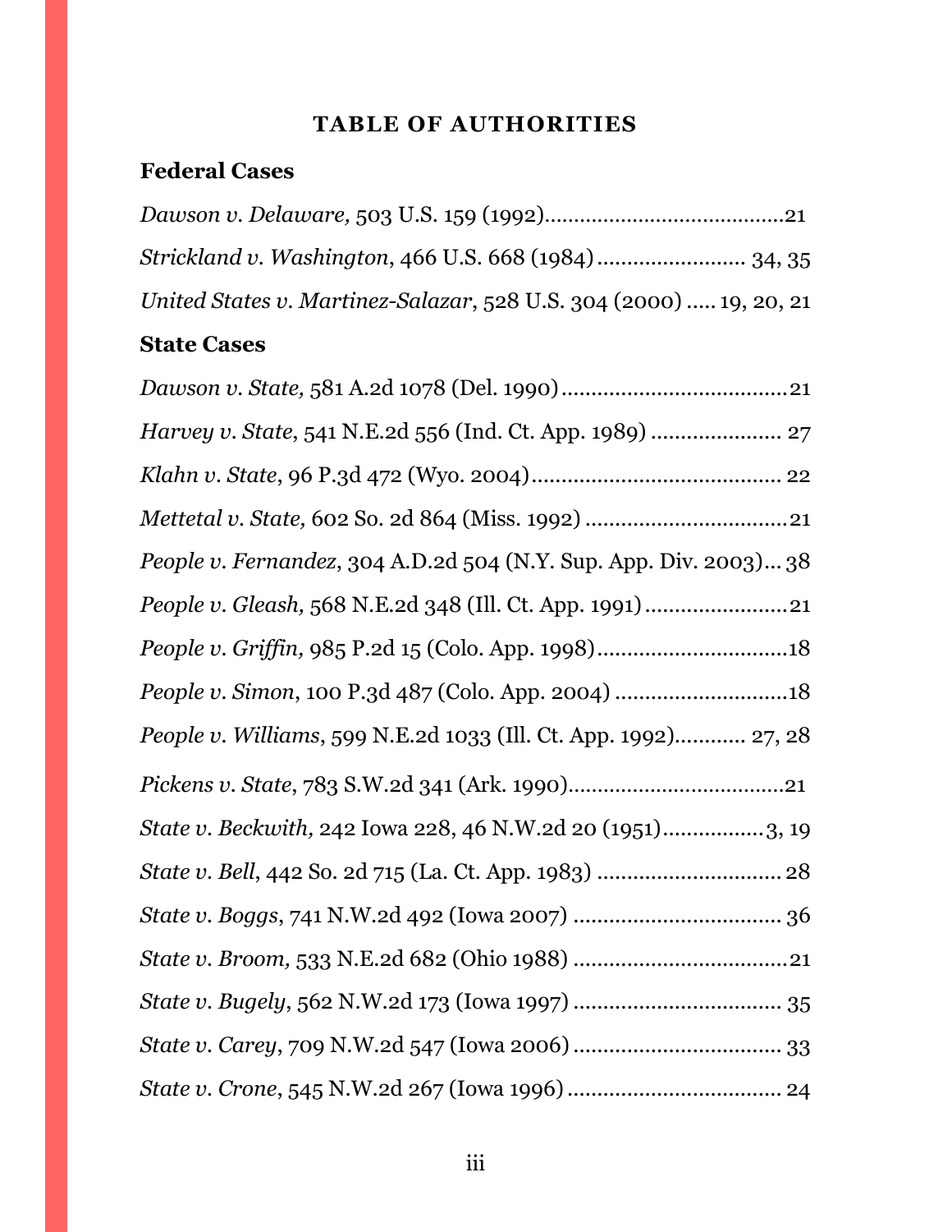# TABLE OF AUTHORITIES

## Federal Cases

*Dawson v. Delaware,* 503 U.S. 159 (1992)........................................21

*Strickland v. Washington*, 466 U.S. 668 (1984)......................... 34, 35

*United States v. Martinez-Salazar*, 528 U.S. 304 (2000) ..... 19, 20, 21

## State Cases

*Dawson v. State,* 581 A.2d 1078 (Del. 1990)......................................21

*Harvey v. State*, 541 N.E.2d 556 (Ind. Ct. App. 1989) ...................... 27

*Klahn v. State*, 96 P.3d 472 (Wyo. 2004)......................................... 22

*Mettetal v. State,* 602 So. 2d 864 (Miss. 1992) ..................................21

*People v. Fernandez*, 304 A.D.2d 504 (N.Y. Sup. App. Div. 2003)... 38

*People v. Gleash,* 568 N.E.2d 348 (Ill. Ct. App. 1991)........................21

*People v. Griffin,* 985 P.2d 15 (Colo. App. 1998)................................18

*People v. Simon*, 100 P.3d 487 (Colo. App. 2004) .............................18

*People v. Williams*, 599 N.E.2d 1033 (Ill. Ct. App. 1992)............ 27, 28

*Pickens v. State*, 783 S.W.2d 341 (Ark. 1990)....................................21

*State v. Beckwith,* 242 Iowa 228, 46 N.W.2d 20 (1951)................3, 19

*State v. Bell*, 442 So. 2d 715 (La. Ct. App. 1983) .............................. 28

*State v. Boggs*, 741 N.W.2d 492 (Iowa 2007) .................................. 36

*State v. Broom,* 533 N.E.2d 682 (Ohio 1988) ....................................21

*State v. Bugely*, 562 N.W.2d 173 (Iowa 1997) .................................. 35

*State v. Carey*, 709 N.W.2d 547 (Iowa 2006) .................................. 33

*State v. Crone*, 545 N.W.2d 267 (Iowa 1996) ................................... 24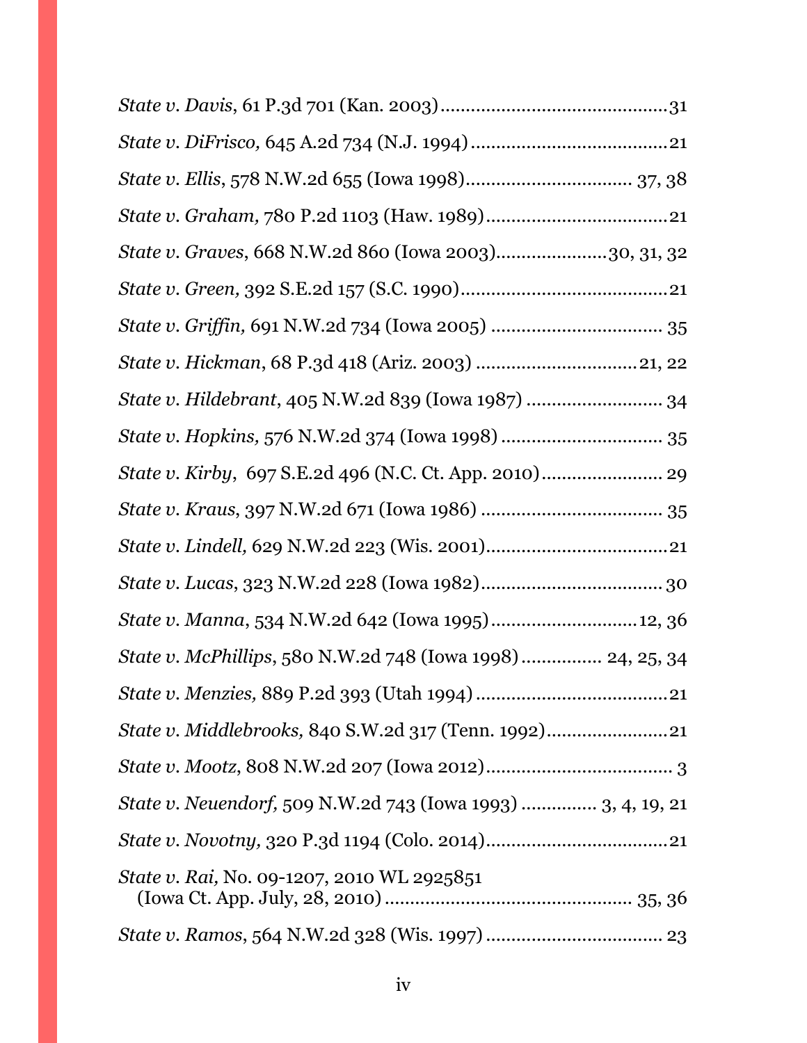*State v. Davis*, 61 P.3d 701 (Kan. 2003)............................................31

*State v. DiFrisco,* 645 A.2d 734 (N.J. 1994).......................................21

*State v. Ellis*, 578 N.W.2d 655 (Iowa 1998)................................ 37, 38

*State v. Graham,* 780 P.2d 1103 (Haw. 1989)...................................21

*State v. Graves*, 668 N.W.2d 860 (Iowa 2003)......................30, 31, 32

*State v. Green,* 392 S.E.2d 157 (S.C. 1990).........................................21

*State v. Griffin,* 691 N.W.2d 734 (Iowa 2005) .................................. 35

*State v. Hickman*, 68 P.3d 418 (Ariz. 2003) ................................21, 22

*State v. Hildebrant*, 405 N.W.2d 839 (Iowa 1987) .......................... 34

*State v. Hopkins,* 576 N.W.2d 374 (Iowa 1998) ............................... 35

*State v. Kirby*, 697 S.E.2d 496 (N.C. Ct. App. 2010)........................ 29

*State v. Kraus*, 397 N.W.2d 671 (Iowa 1986) .................................... 35

*State v. Lindell,* 629 N.W.2d 223 (Wis. 2001)....................................21

*State v. Lucas*, 323 N.W.2d 228 (Iowa 1982).................................... 30

*State v. Manna*, 534 N.W.2d 642 (Iowa 1995).............................12, 36

*State v. McPhillips*, 580 N.W.2d 748 (Iowa 1998)................ 24, 25, 34

*State v. Menzies,* 889 P.2d 393 (Utah 1994)......................................21

*State v. Middlebrooks,* 840 S.W.2d 317 (Tenn. 1992)........................21

*State v. Mootz*, 808 N.W.2d 207 (Iowa 2012)..................................... 3

*State v. Neuendorf,* 509 N.W.2d 743 (Iowa 1993) .............. 3, 4, 19, 21

*State v. Novotny,* 320 P.3d 1194 (Colo. 2014)....................................21

*State v. Rai,* No. 09-1207, 2010 WL 2925851
(Iowa Ct. App. July, 28, 2010) ................................................ 35, 36

*State v. Ramos*, 564 N.W.2d 328 (Wis. 1997) .................................. 23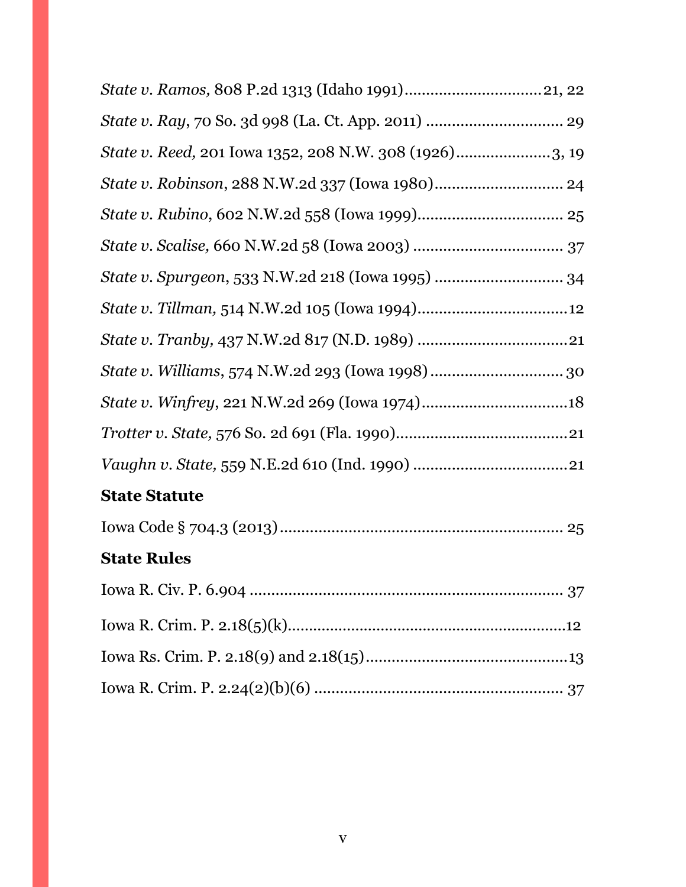*State v. Ramos,* 808 P.2d 1313 (Idaho 1991)................................21, 22

*State v. Ray*, 70 So. 3d 998 (La. Ct. App. 2011) ................................ 29

*State v. Reed,* 201 Iowa 1352, 208 N.W. 308 (1926)......................3, 19

*State v. Robinson*, 288 N.W.2d 337 (Iowa 1980).............................. 24

*State v. Rubino*, 602 N.W.2d 558 (Iowa 1999)................................. 25

*State v. Scalise,* 660 N.W.2d 58 (Iowa 2003) .................................. 37

*State v. Spurgeon*, 533 N.W.2d 218 (Iowa 1995) ............................. 34

*State v. Tillman,* 514 N.W.2d 105 (Iowa 1994)..................................12

*State v. Tranby,* 437 N.W.2d 817 (N.D. 1989) ..................................21

*State v. Williams*, 574 N.W.2d 293 (Iowa 1998) .............................. 30

*State v. Winfrey*, 221 N.W.2d 269 (Iowa 1974)..................................18

*Trotter v. State,* 576 So. 2d 691 (Fla. 1990)........................................21

*Vaughn v. State,* 559 N.E.2d 610 (Ind. 1990) ...................................21

**State Statute**

Iowa Code § 704.3 (2013).................................................................. 25

**State Rules**

Iowa R. Civ. P. 6.904 ......................................................................... 37

Iowa R. Crim. P. 2.18(5)(k)..................................................................12

Iowa Rs. Crim. P. 2.18(9) and 2.18(15)...............................................13

Iowa R. Crim. P. 2.24(2)(b)(6) .......................................................... 37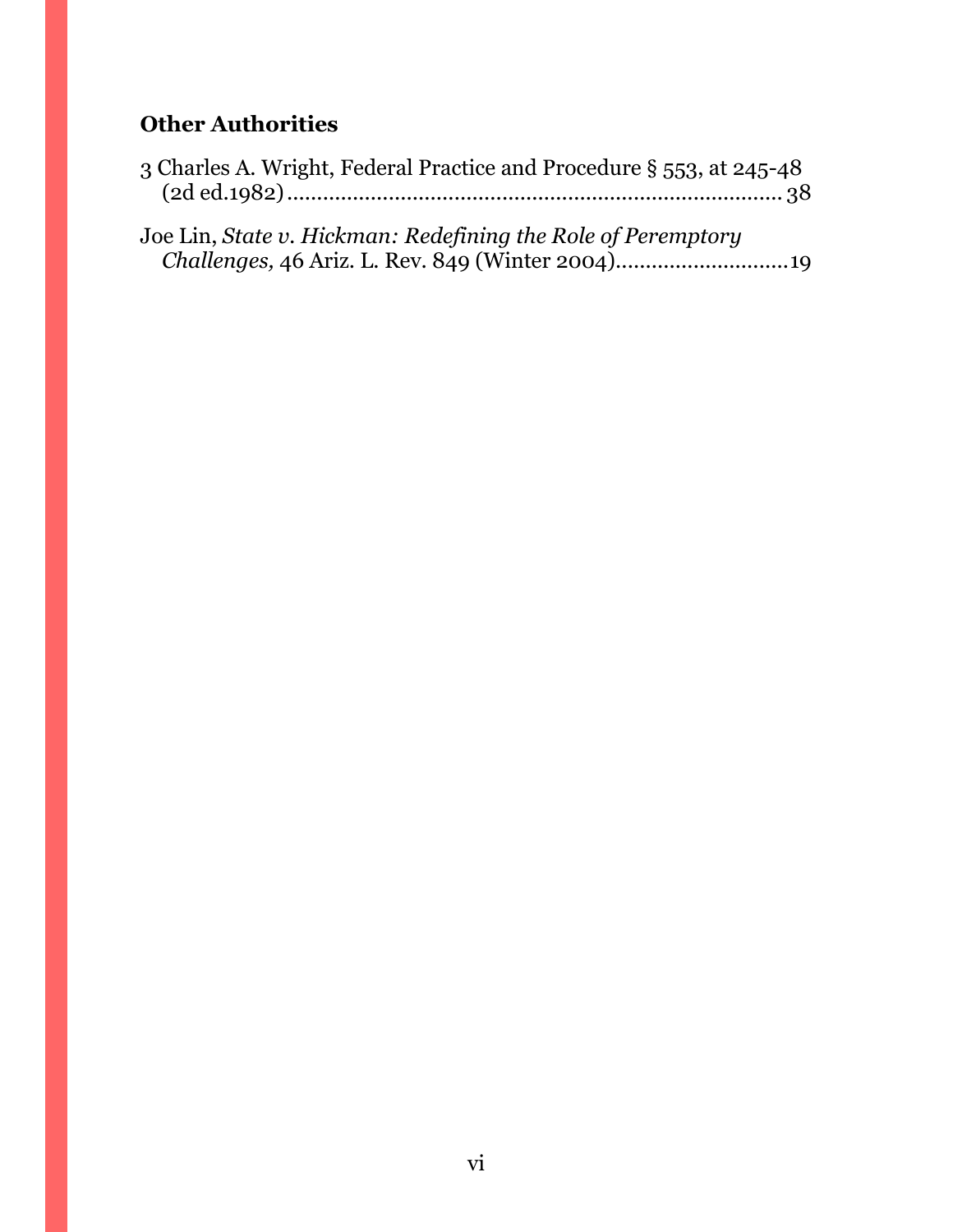### Other Authorities

3 Charles A. Wright, Federal Practice and Procedure § 553, at 245-48 (2d ed.1982) ........................................................................ 38

Joe Lin, *State v. Hickman: Redefining the Role of Peremptory Challenges,* 46 Ariz. L. Rev. 849 (Winter 2004) ............................ 19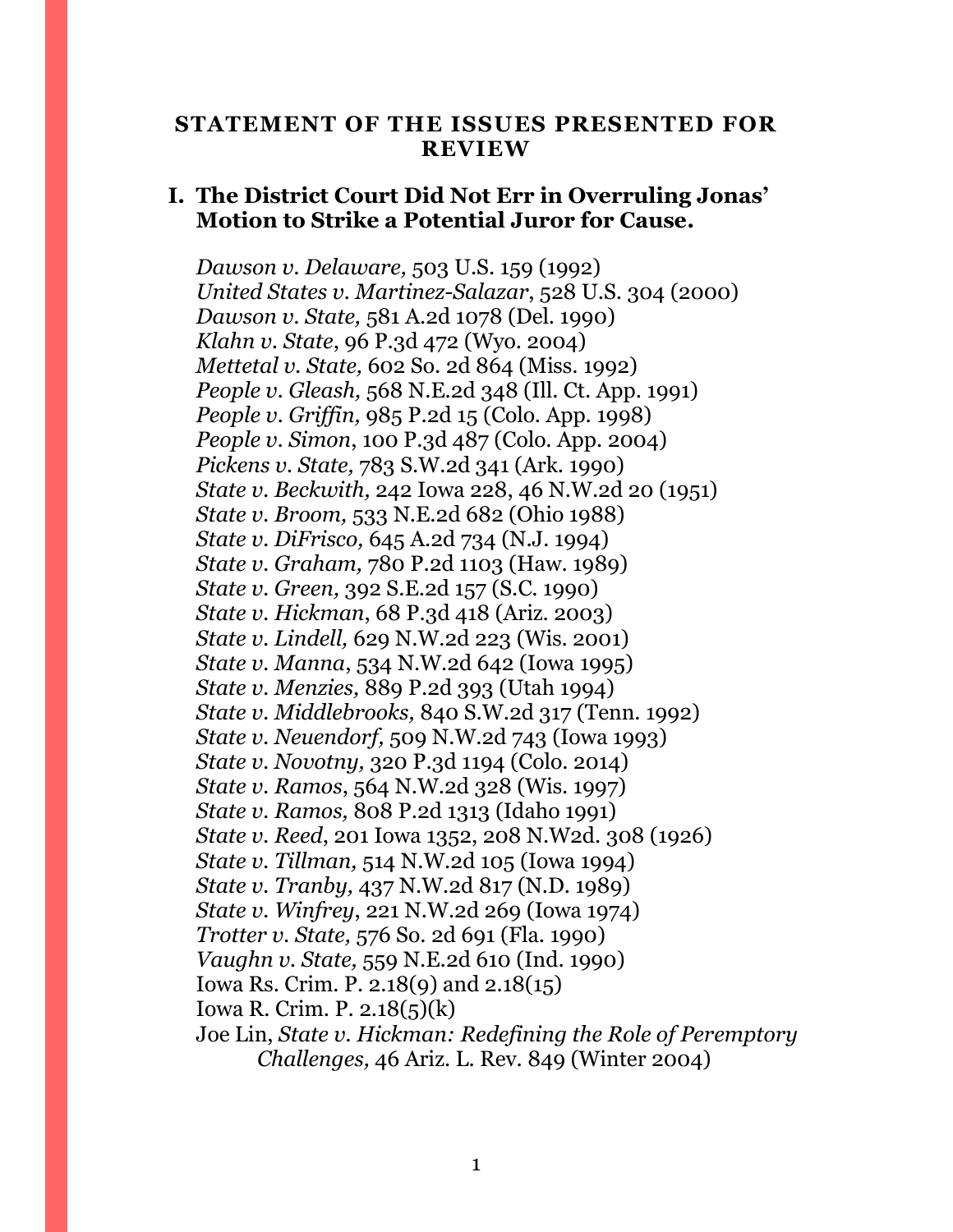## STATEMENT OF THE ISSUES PRESENTED FOR REVIEW

### I. The District Court Did Not Err in Overruling Jonas' Motion to Strike a Potential Juror for Cause.

*Dawson v. Delaware,* 503 U.S. 159 (1992)
*United States v. Martinez-Salazar*, 528 U.S. 304 (2000)
*Dawson v. State,* 581 A.2d 1078 (Del. 1990)
*Klahn v. State*, 96 P.3d 472 (Wyo. 2004)
*Mettetal v. State,* 602 So. 2d 864 (Miss. 1992)
*People v. Gleash,* 568 N.E.2d 348 (Ill. Ct. App. 1991)
*People v. Griffin,* 985 P.2d 15 (Colo. App. 1998)
*People v. Simon*, 100 P.3d 487 (Colo. App. 2004)
*Pickens v. State,* 783 S.W.2d 341 (Ark. 1990)
*State v. Beckwith,* 242 Iowa 228, 46 N.W.2d 20 (1951)
*State v. Broom,* 533 N.E.2d 682 (Ohio 1988)
*State v. DiFrisco,* 645 A.2d 734 (N.J. 1994)
*State v. Graham,* 780 P.2d 1103 (Haw. 1989)
*State v. Green,* 392 S.E.2d 157 (S.C. 1990)
*State v. Hickman*, 68 P.3d 418 (Ariz. 2003)
*State v. Lindell,* 629 N.W.2d 223 (Wis. 2001)
*State v. Manna*, 534 N.W.2d 642 (Iowa 1995)
*State v. Menzies,* 889 P.2d 393 (Utah 1994)
*State v. Middlebrooks,* 840 S.W.2d 317 (Tenn. 1992)
*State v. Neuendorf,* 509 N.W.2d 743 (Iowa 1993)
*State v. Novotny,* 320 P.3d 1194 (Colo. 2014)
*State v. Ramos*, 564 N.W.2d 328 (Wis. 1997)
*State v. Ramos,* 808 P.2d 1313 (Idaho 1991)
*State v. Reed*, 201 Iowa 1352, 208 N.W2d. 308 (1926)
*State v. Tillman,* 514 N.W.2d 105 (Iowa 1994)
*State v. Tranby,* 437 N.W.2d 817 (N.D. 1989)
*State v. Winfrey*, 221 N.W.2d 269 (Iowa 1974)
*Trotter v. State,* 576 So. 2d 691 (Fla. 1990)
*Vaughn v. State,* 559 N.E.2d 610 (Ind. 1990)
Iowa Rs. Crim. P. 2.18(9) and 2.18(15)
Iowa R. Crim. P. 2.18(5)(k)
Joe Lin, *State v. Hickman: Redefining the Role of Peremptory Challenges,* 46 Ariz. L. Rev. 849 (Winter 2004)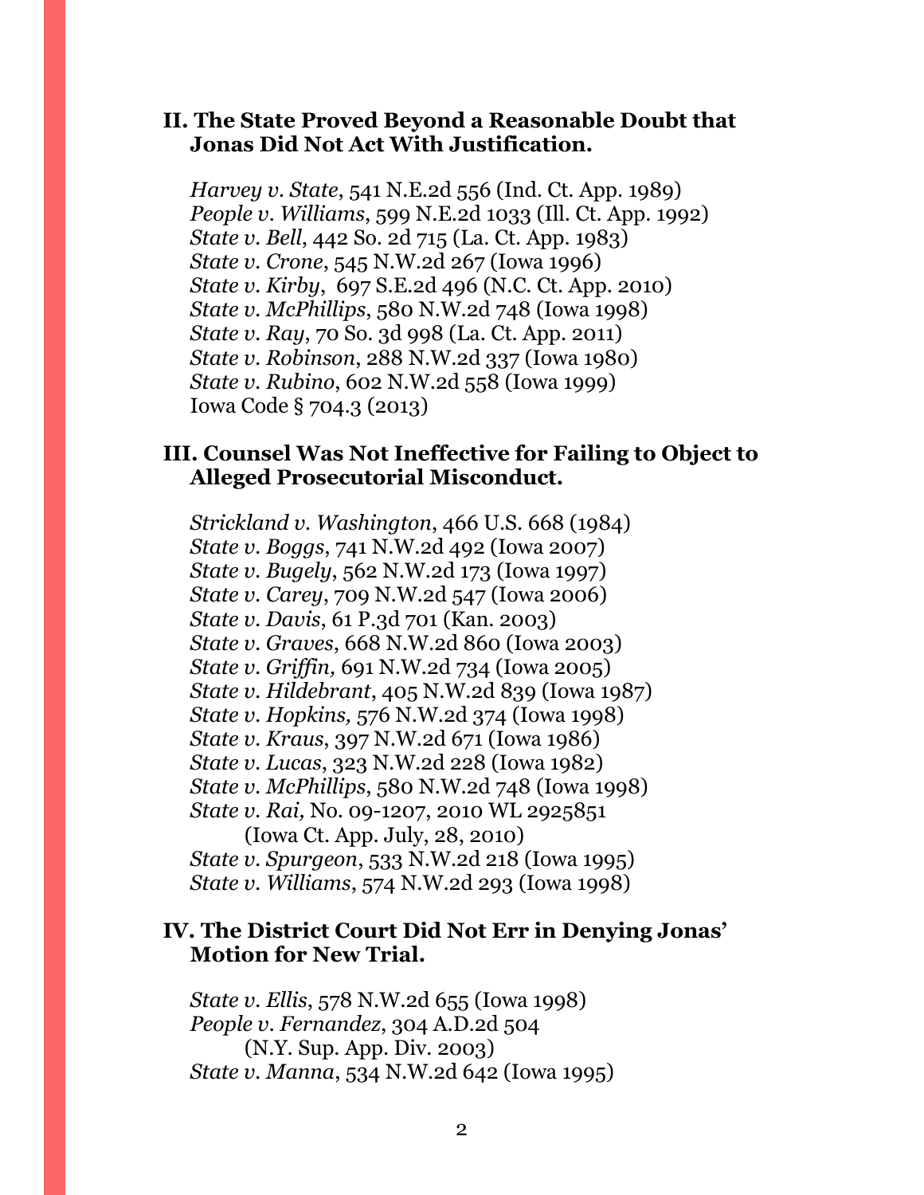## II. The State Proved Beyond a Reasonable Doubt that Jonas Did Not Act With Justification.

*Harvey v. State*, 541 N.E.2d 556 (Ind. Ct. App. 1989)
*People v. Williams*, 599 N.E.2d 1033 (Ill. Ct. App. 1992)
*State v. Bell*, 442 So. 2d 715 (La. Ct. App. 1983)
*State v. Crone*, 545 N.W.2d 267 (Iowa 1996)
*State v. Kirby*, 697 S.E.2d 496 (N.C. Ct. App. 2010)
*State v. McPhillips*, 580 N.W.2d 748 (Iowa 1998)
*State v. Ray*, 70 So. 3d 998 (La. Ct. App. 2011)
*State v. Robinson*, 288 N.W.2d 337 (Iowa 1980)
*State v. Rubino*, 602 N.W.2d 558 (Iowa 1999)
Iowa Code § 704.3 (2013)

## III. Counsel Was Not Ineffective for Failing to Object to Alleged Prosecutorial Misconduct.

*Strickland v. Washington*, 466 U.S. 668 (1984)
*State v. Boggs*, 741 N.W.2d 492 (Iowa 2007)
*State v. Bugely*, 562 N.W.2d 173 (Iowa 1997)
*State v. Carey*, 709 N.W.2d 547 (Iowa 2006)
*State v. Davis*, 61 P.3d 701 (Kan. 2003)
*State v. Graves*, 668 N.W.2d 860 (Iowa 2003)
*State v. Griffin,* 691 N.W.2d 734 (Iowa 2005)
*State v. Hildebrant*, 405 N.W.2d 839 (Iowa 1987)
*State v. Hopkins,* 576 N.W.2d 374 (Iowa 1998)
*State v. Kraus*, 397 N.W.2d 671 (Iowa 1986)
*State v. Lucas*, 323 N.W.2d 228 (Iowa 1982)
*State v. McPhillips*, 580 N.W.2d 748 (Iowa 1998)
*State v. Rai,* No. 09-1207, 2010 WL 2925851 (Iowa Ct. App. July, 28, 2010)
*State v. Spurgeon*, 533 N.W.2d 218 (Iowa 1995)
*State v. Williams*, 574 N.W.2d 293 (Iowa 1998)

## IV. The District Court Did Not Err in Denying Jonas' Motion for New Trial.

*State v. Ellis*, 578 N.W.2d 655 (Iowa 1998)
*People v. Fernandez*, 304 A.D.2d 504 (N.Y. Sup. App. Div. 2003)
*State v. Manna*, 534 N.W.2d 642 (Iowa 1995)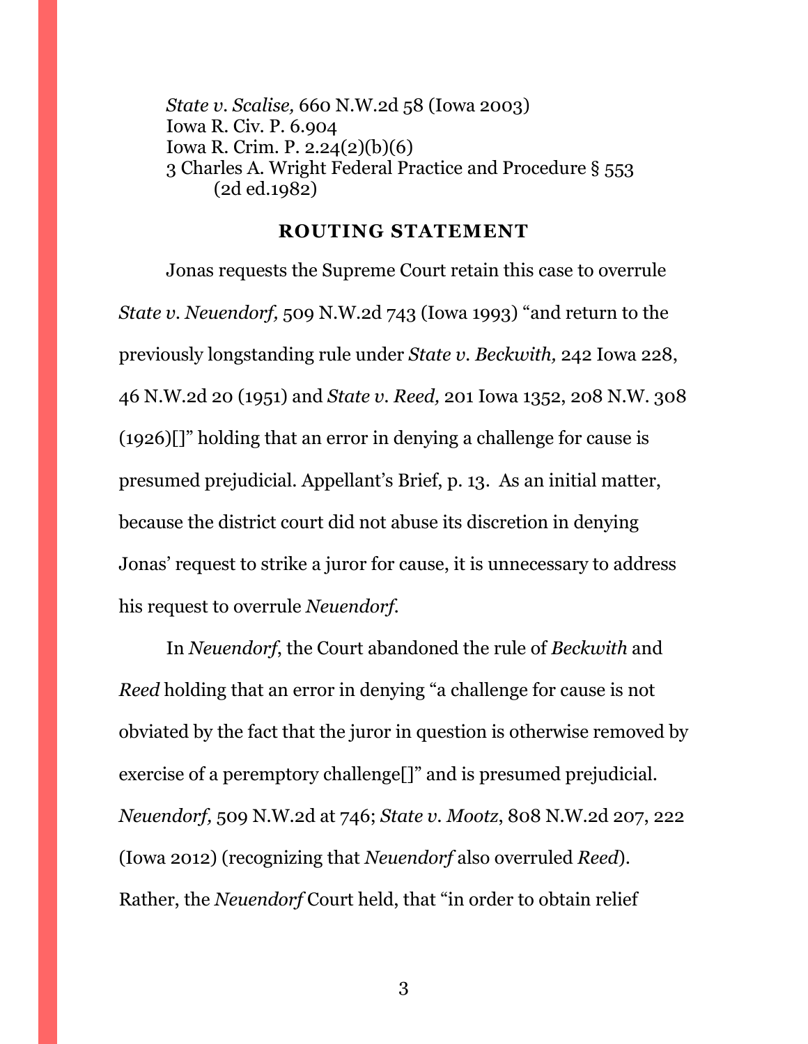*State v. Scalise,* 660 N.W.2d 58 (Iowa 2003)
Iowa R. Civ. P. 6.904
Iowa R. Crim. P. 2.24(2)(b)(6)
3 Charles A. Wright Federal Practice and Procedure § 553 (2d ed.1982)

## ROUTING STATEMENT

Jonas requests the Supreme Court retain this case to overrule *State v. Neuendorf,* 509 N.W.2d 743 (Iowa 1993) "and return to the previously longstanding rule under *State v. Beckwith,* 242 Iowa 228, 46 N.W.2d 20 (1951) and *State v. Reed,* 201 Iowa 1352, 208 N.W. 308 (1926)[]" holding that an error in denying a challenge for cause is presumed prejudicial. Appellant's Brief, p. 13. As an initial matter, because the district court did not abuse its discretion in denying Jonas' request to strike a juror for cause, it is unnecessary to address his request to overrule *Neuendorf.*

In *Neuendorf*, the Court abandoned the rule of *Beckwith* and *Reed* holding that an error in denying "a challenge for cause is not obviated by the fact that the juror in question is otherwise removed by exercise of a peremptory challenge[]" and is presumed prejudicial. *Neuendorf,* 509 N.W.2d at 746; *State v. Mootz*, 808 N.W.2d 207, 222 (Iowa 2012) (recognizing that *Neuendorf* also overruled *Reed*). Rather, the *Neuendorf* Court held, that "in order to obtain relief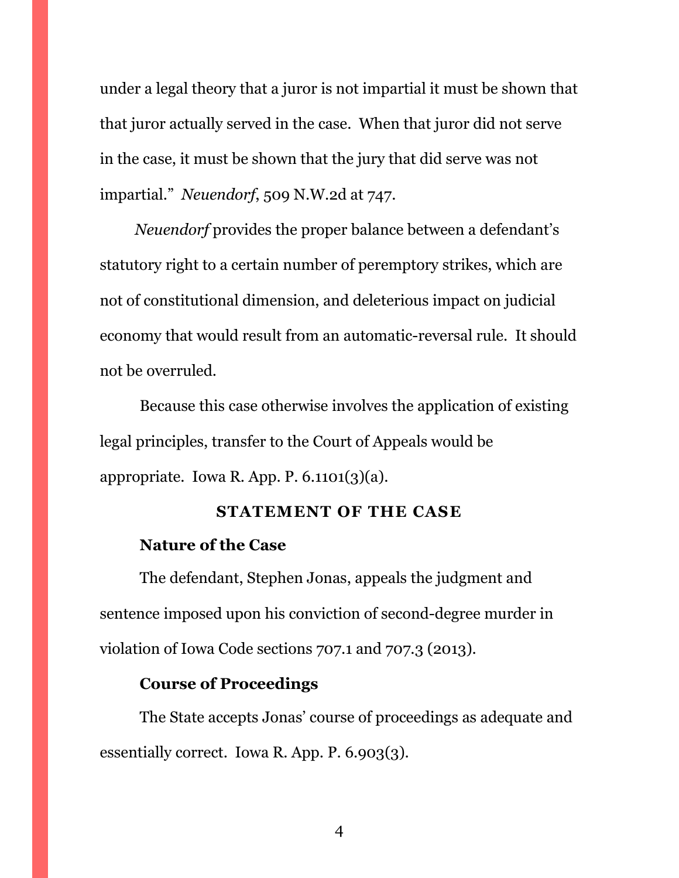under a legal theory that a juror is not impartial it must be shown that that juror actually served in the case. When that juror did not serve in the case, it must be shown that the jury that did serve was not impartial." *Neuendorf*, 509 N.W.2d at 747.

*Neuendorf* provides the proper balance between a defendant's statutory right to a certain number of peremptory strikes, which are not of constitutional dimension, and deleterious impact on judicial economy that would result from an automatic-reversal rule. It should not be overruled.

Because this case otherwise involves the application of existing legal principles, transfer to the Court of Appeals would be appropriate. Iowa R. App. P. 6.1101(3)(a).

## STATEMENT OF THE CASE

### Nature of the Case

The defendant, Stephen Jonas, appeals the judgment and sentence imposed upon his conviction of second-degree murder in violation of Iowa Code sections 707.1 and 707.3 (2013).

### Course of Proceedings

The State accepts Jonas' course of proceedings as adequate and essentially correct. Iowa R. App. P. 6.903(3).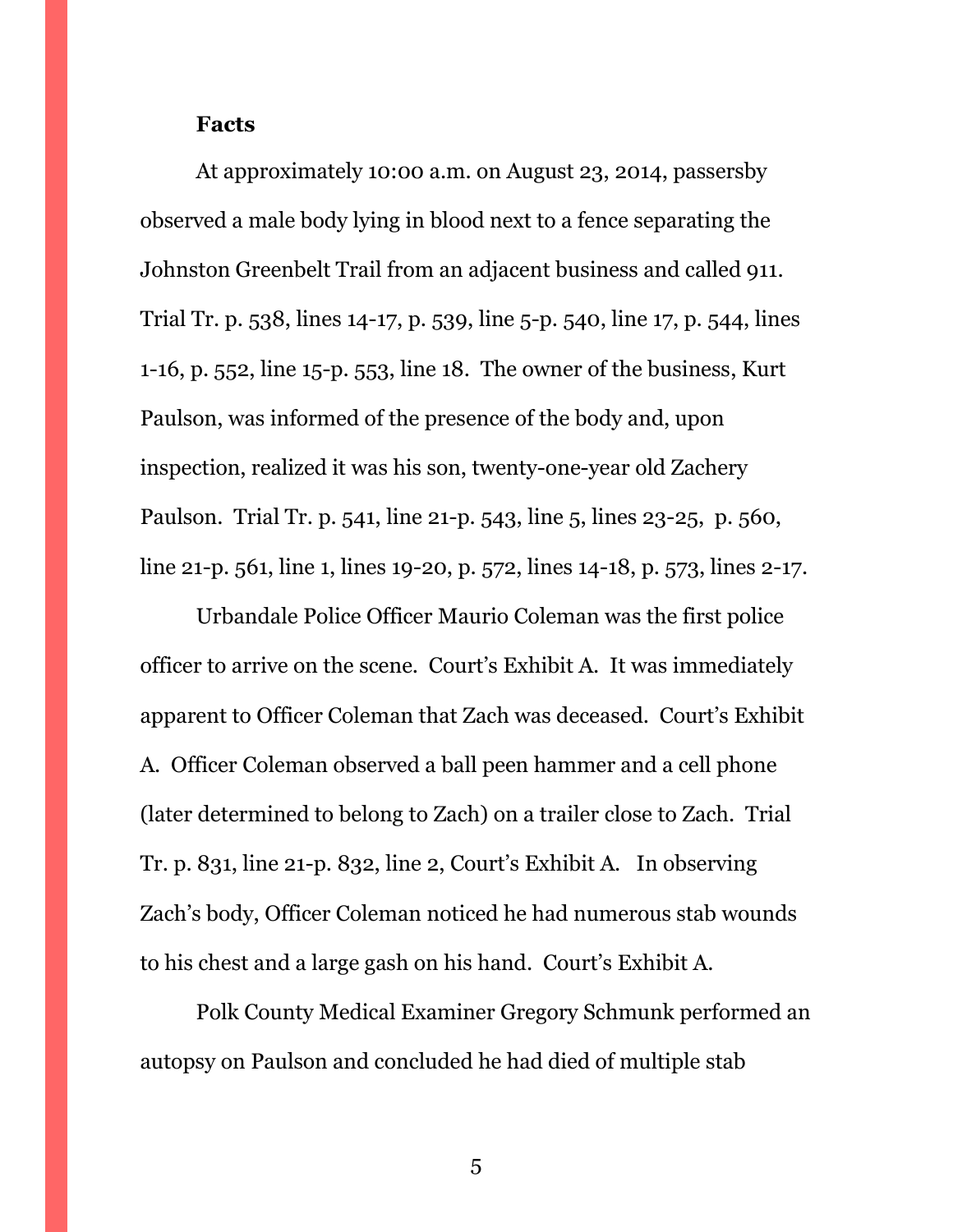**Facts**

At approximately 10:00 a.m. on August 23, 2014, passersby observed a male body lying in blood next to a fence separating the Johnston Greenbelt Trail from an adjacent business and called 911. Trial Tr. p. 538, lines 14-17, p. 539, line 5-p. 540, line 17, p. 544, lines 1-16, p. 552, line 15-p. 553, line 18. The owner of the business, Kurt Paulson, was informed of the presence of the body and, upon inspection, realized it was his son, twenty-one-year old Zachery Paulson. Trial Tr. p. 541, line 21-p. 543, line 5, lines 23-25, p. 560, line 21-p. 561, line 1, lines 19-20, p. 572, lines 14-18, p. 573, lines 2-17.

Urbandale Police Officer Maurio Coleman was the first police officer to arrive on the scene. Court's Exhibit A. It was immediately apparent to Officer Coleman that Zach was deceased. Court's Exhibit A. Officer Coleman observed a ball peen hammer and a cell phone (later determined to belong to Zach) on a trailer close to Zach. Trial Tr. p. 831, line 21-p. 832, line 2, Court's Exhibit A. In observing Zach's body, Officer Coleman noticed he had numerous stab wounds to his chest and a large gash on his hand. Court's Exhibit A.

Polk County Medical Examiner Gregory Schmunk performed an autopsy on Paulson and concluded he had died of multiple stab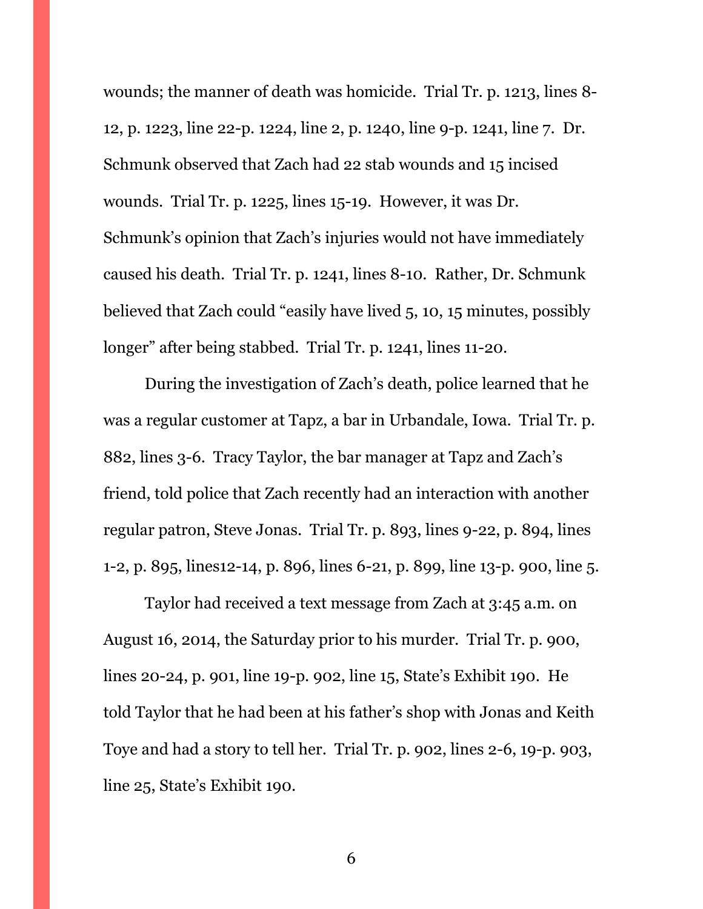wounds; the manner of death was homicide. Trial Tr. p. 1213, lines 8-12, p. 1223, line 22-p. 1224, line 2, p. 1240, line 9-p. 1241, line 7. Dr. Schmunk observed that Zach had 22 stab wounds and 15 incised wounds. Trial Tr. p. 1225, lines 15-19. However, it was Dr. Schmunk's opinion that Zach's injuries would not have immediately caused his death. Trial Tr. p. 1241, lines 8-10. Rather, Dr. Schmunk believed that Zach could "easily have lived 5, 10, 15 minutes, possibly longer" after being stabbed. Trial Tr. p. 1241, lines 11-20.

During the investigation of Zach's death, police learned that he was a regular customer at Tapz, a bar in Urbandale, Iowa. Trial Tr. p. 882, lines 3-6. Tracy Taylor, the bar manager at Tapz and Zach's friend, told police that Zach recently had an interaction with another regular patron, Steve Jonas. Trial Tr. p. 893, lines 9-22, p. 894, lines 1-2, p. 895, lines12-14, p. 896, lines 6-21, p. 899, line 13-p. 900, line 5.

Taylor had received a text message from Zach at 3:45 a.m. on August 16, 2014, the Saturday prior to his murder. Trial Tr. p. 900, lines 20-24, p. 901, line 19-p. 902, line 15, State's Exhibit 190. He told Taylor that he had been at his father's shop with Jonas and Keith Toye and had a story to tell her. Trial Tr. p. 902, lines 2-6, 19-p. 903, line 25, State's Exhibit 190.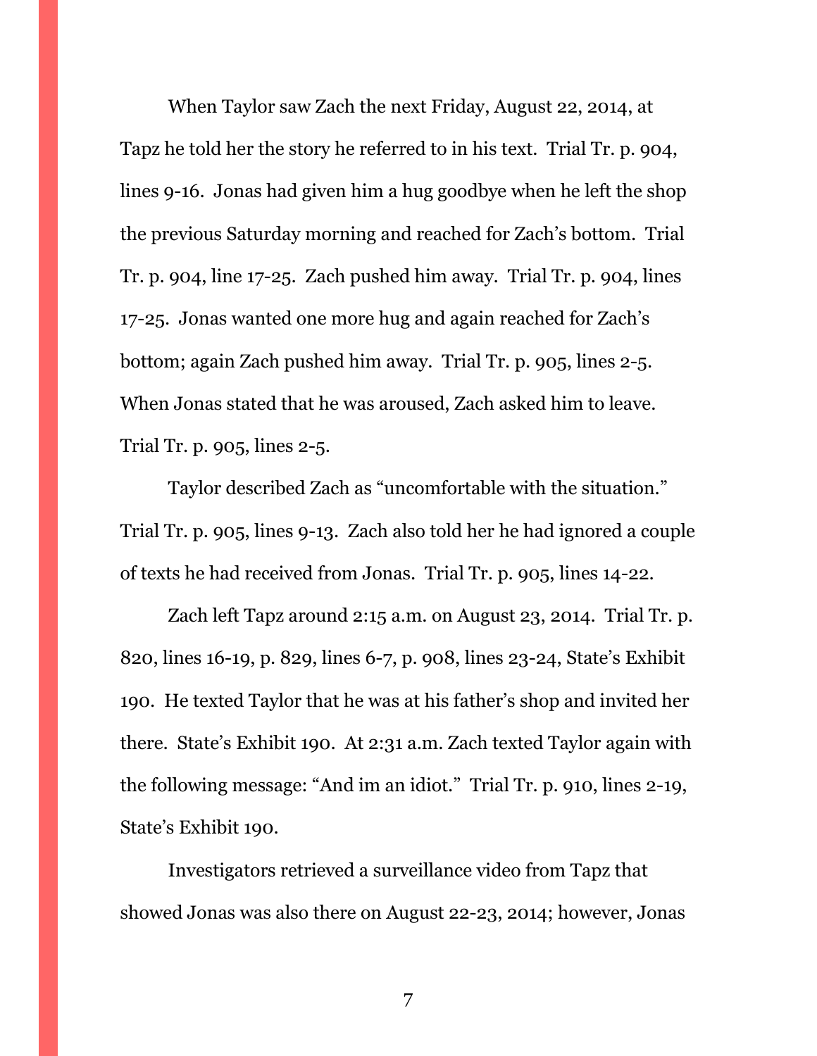When Taylor saw Zach the next Friday, August 22, 2014, at Tapz he told her the story he referred to in his text. Trial Tr. p. 904, lines 9-16. Jonas had given him a hug goodbye when he left the shop the previous Saturday morning and reached for Zach's bottom. Trial Tr. p. 904, line 17-25. Zach pushed him away. Trial Tr. p. 904, lines 17-25. Jonas wanted one more hug and again reached for Zach's bottom; again Zach pushed him away. Trial Tr. p. 905, lines 2-5. When Jonas stated that he was aroused, Zach asked him to leave. Trial Tr. p. 905, lines 2-5.

Taylor described Zach as "uncomfortable with the situation." Trial Tr. p. 905, lines 9-13. Zach also told her he had ignored a couple of texts he had received from Jonas. Trial Tr. p. 905, lines 14-22.

Zach left Tapz around 2:15 a.m. on August 23, 2014. Trial Tr. p. 820, lines 16-19, p. 829, lines 6-7, p. 908, lines 23-24, State's Exhibit 190. He texted Taylor that he was at his father's shop and invited her there. State's Exhibit 190. At 2:31 a.m. Zach texted Taylor again with the following message: "And im an idiot." Trial Tr. p. 910, lines 2-19, State's Exhibit 190.

Investigators retrieved a surveillance video from Tapz that showed Jonas was also there on August 22-23, 2014; however, Jonas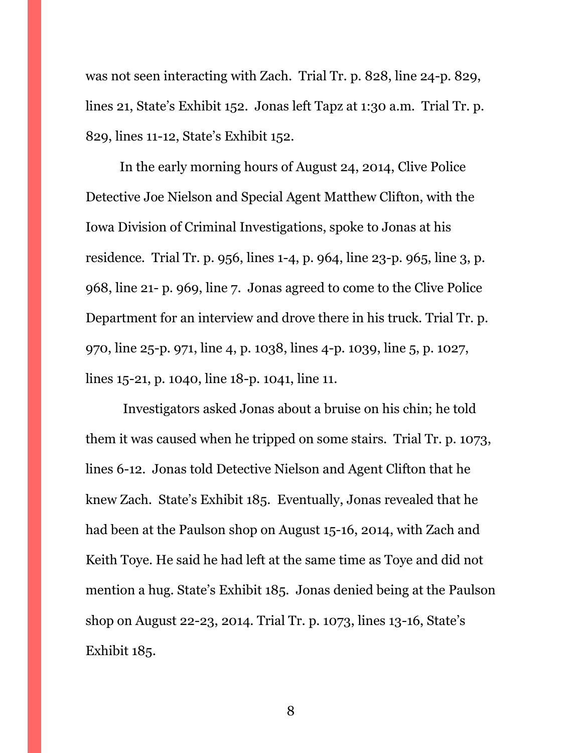was not seen interacting with Zach. Trial Tr. p. 828, line 24-p. 829, lines 21, State's Exhibit 152. Jonas left Tapz at 1:30 a.m. Trial Tr. p. 829, lines 11-12, State's Exhibit 152.

In the early morning hours of August 24, 2014, Clive Police Detective Joe Nielson and Special Agent Matthew Clifton, with the Iowa Division of Criminal Investigations, spoke to Jonas at his residence. Trial Tr. p. 956, lines 1-4, p. 964, line 23-p. 965, line 3, p. 968, line 21- p. 969, line 7. Jonas agreed to come to the Clive Police Department for an interview and drove there in his truck. Trial Tr. p. 970, line 25-p. 971, line 4, p. 1038, lines 4-p. 1039, line 5, p. 1027, lines 15-21, p. 1040, line 18-p. 1041, line 11.

Investigators asked Jonas about a bruise on his chin; he told them it was caused when he tripped on some stairs. Trial Tr. p. 1073, lines 6-12. Jonas told Detective Nielson and Agent Clifton that he knew Zach. State's Exhibit 185. Eventually, Jonas revealed that he had been at the Paulson shop on August 15-16, 2014, with Zach and Keith Toye. He said he had left at the same time as Toye and did not mention a hug. State's Exhibit 185. Jonas denied being at the Paulson shop on August 22-23, 2014. Trial Tr. p. 1073, lines 13-16, State's Exhibit 185.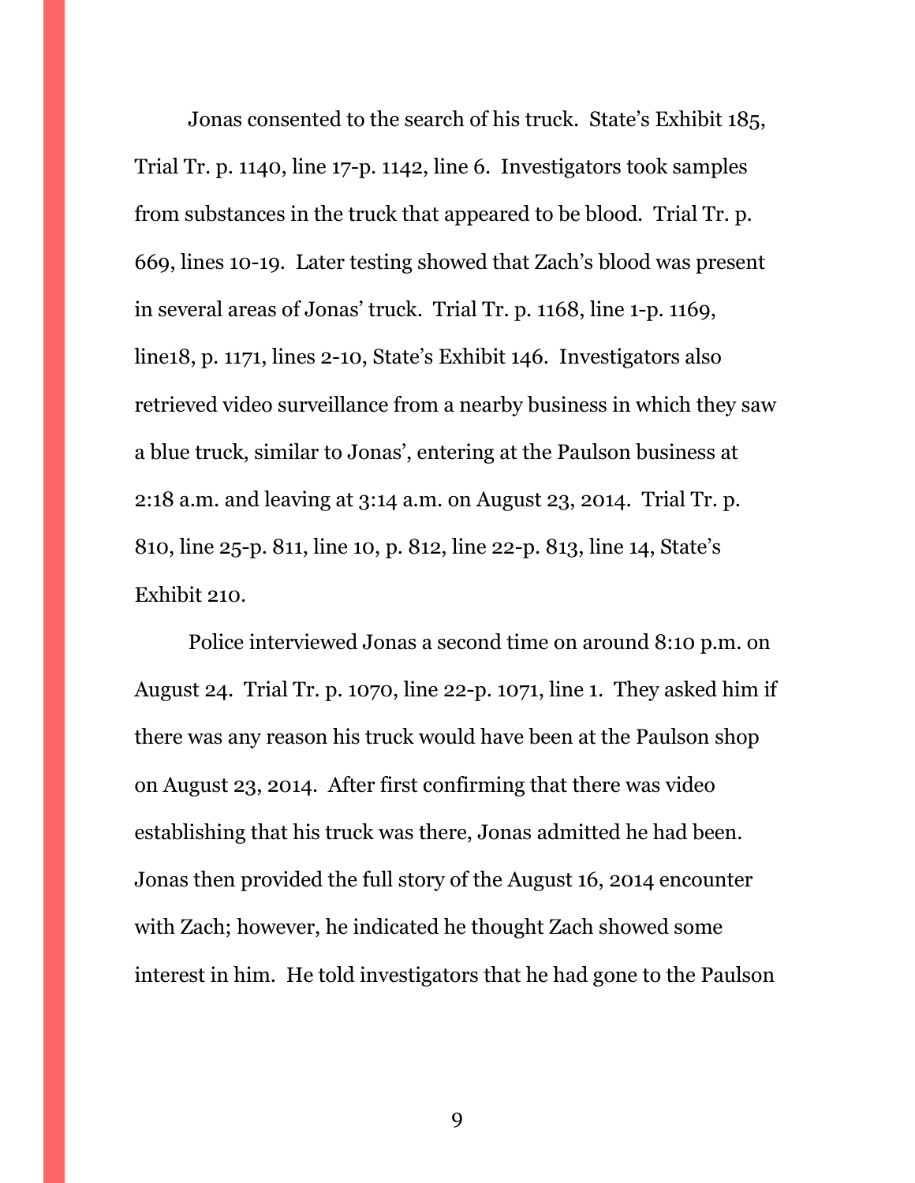Jonas consented to the search of his truck. State's Exhibit 185, Trial Tr. p. 1140, line 17-p. 1142, line 6. Investigators took samples from substances in the truck that appeared to be blood. Trial Tr. p. 669, lines 10-19. Later testing showed that Zach's blood was present in several areas of Jonas' truck. Trial Tr. p. 1168, line 1-p. 1169, line18, p. 1171, lines 2-10, State's Exhibit 146. Investigators also retrieved video surveillance from a nearby business in which they saw a blue truck, similar to Jonas', entering at the Paulson business at 2:18 a.m. and leaving at 3:14 a.m. on August 23, 2014. Trial Tr. p. 810, line 25-p. 811, line 10, p. 812, line 22-p. 813, line 14, State's Exhibit 210.

Police interviewed Jonas a second time on around 8:10 p.m. on August 24. Trial Tr. p. 1070, line 22-p. 1071, line 1. They asked him if there was any reason his truck would have been at the Paulson shop on August 23, 2014. After first confirming that there was video establishing that his truck was there, Jonas admitted he had been. Jonas then provided the full story of the August 16, 2014 encounter with Zach; however, he indicated he thought Zach showed some interest in him. He told investigators that he had gone to the Paulson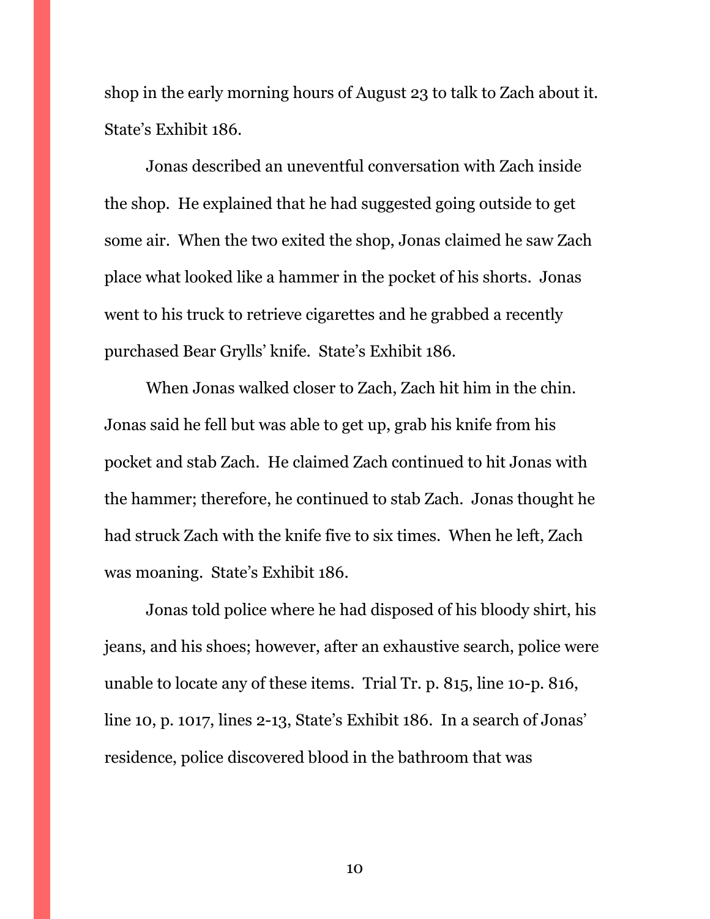shop in the early morning hours of August 23 to talk to Zach about it. State's Exhibit 186.

Jonas described an uneventful conversation with Zach inside the shop. He explained that he had suggested going outside to get some air. When the two exited the shop, Jonas claimed he saw Zach place what looked like a hammer in the pocket of his shorts. Jonas went to his truck to retrieve cigarettes and he grabbed a recently purchased Bear Grylls' knife. State's Exhibit 186.

When Jonas walked closer to Zach, Zach hit him in the chin. Jonas said he fell but was able to get up, grab his knife from his pocket and stab Zach. He claimed Zach continued to hit Jonas with the hammer; therefore, he continued to stab Zach. Jonas thought he had struck Zach with the knife five to six times. When he left, Zach was moaning. State's Exhibit 186.

Jonas told police where he had disposed of his bloody shirt, his jeans, and his shoes; however, after an exhaustive search, police were unable to locate any of these items. Trial Tr. p. 815, line 10-p. 816, line 10, p. 1017, lines 2-13, State's Exhibit 186. In a search of Jonas' residence, police discovered blood in the bathroom that was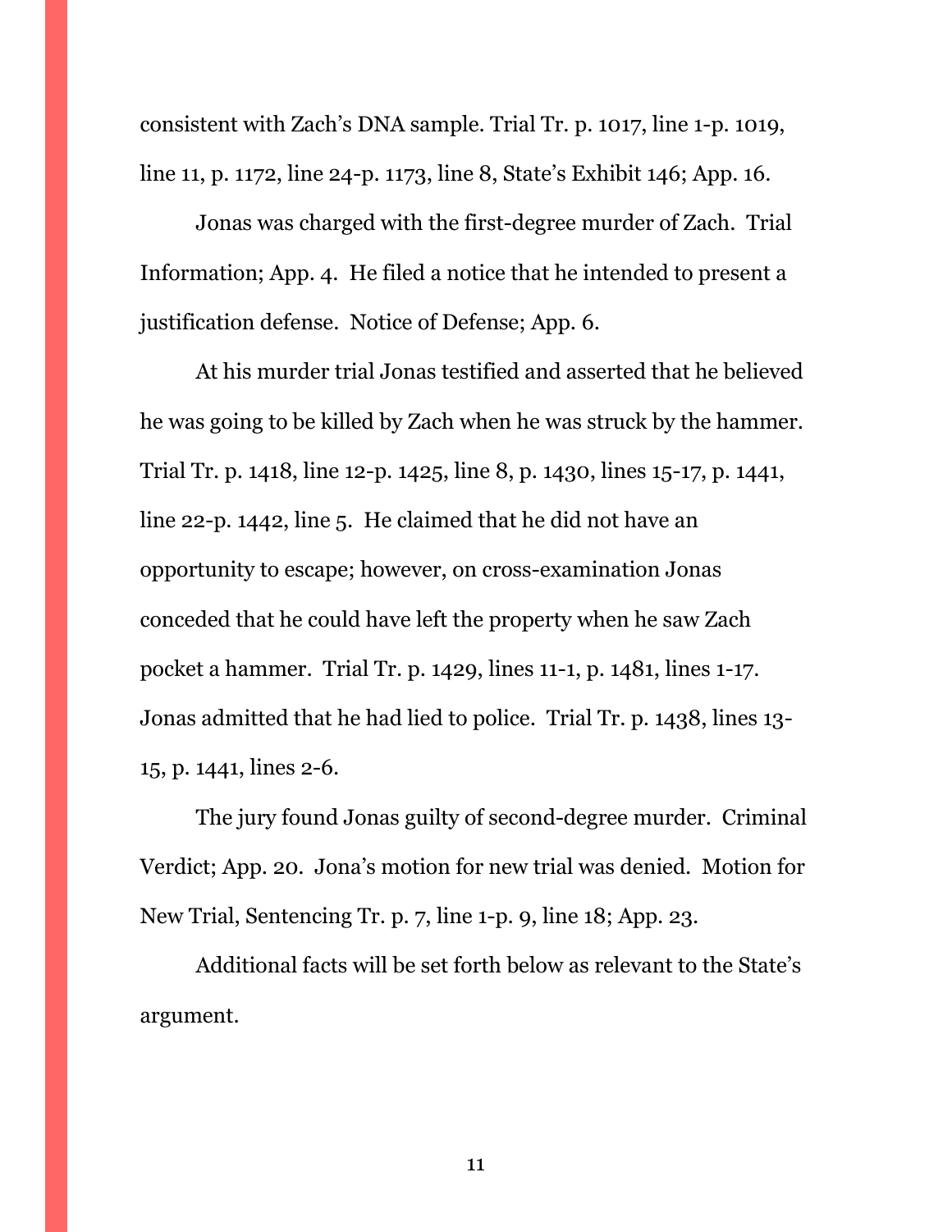consistent with Zach's DNA sample. Trial Tr. p. 1017, line 1-p. 1019, line 11, p. 1172, line 24-p. 1173, line 8, State's Exhibit 146; App. 16.

Jonas was charged with the first-degree murder of Zach. Trial Information; App. 4. He filed a notice that he intended to present a justification defense. Notice of Defense; App. 6.

At his murder trial Jonas testified and asserted that he believed he was going to be killed by Zach when he was struck by the hammer. Trial Tr. p. 1418, line 12-p. 1425, line 8, p. 1430, lines 15-17, p. 1441, line 22-p. 1442, line 5. He claimed that he did not have an opportunity to escape; however, on cross-examination Jonas conceded that he could have left the property when he saw Zach pocket a hammer. Trial Tr. p. 1429, lines 11-1, p. 1481, lines 1-17. Jonas admitted that he had lied to police. Trial Tr. p. 1438, lines 13-15, p. 1441, lines 2-6.

The jury found Jonas guilty of second-degree murder. Criminal Verdict; App. 20. Jona's motion for new trial was denied. Motion for New Trial, Sentencing Tr. p. 7, line 1-p. 9, line 18; App. 23.

Additional facts will be set forth below as relevant to the State's argument.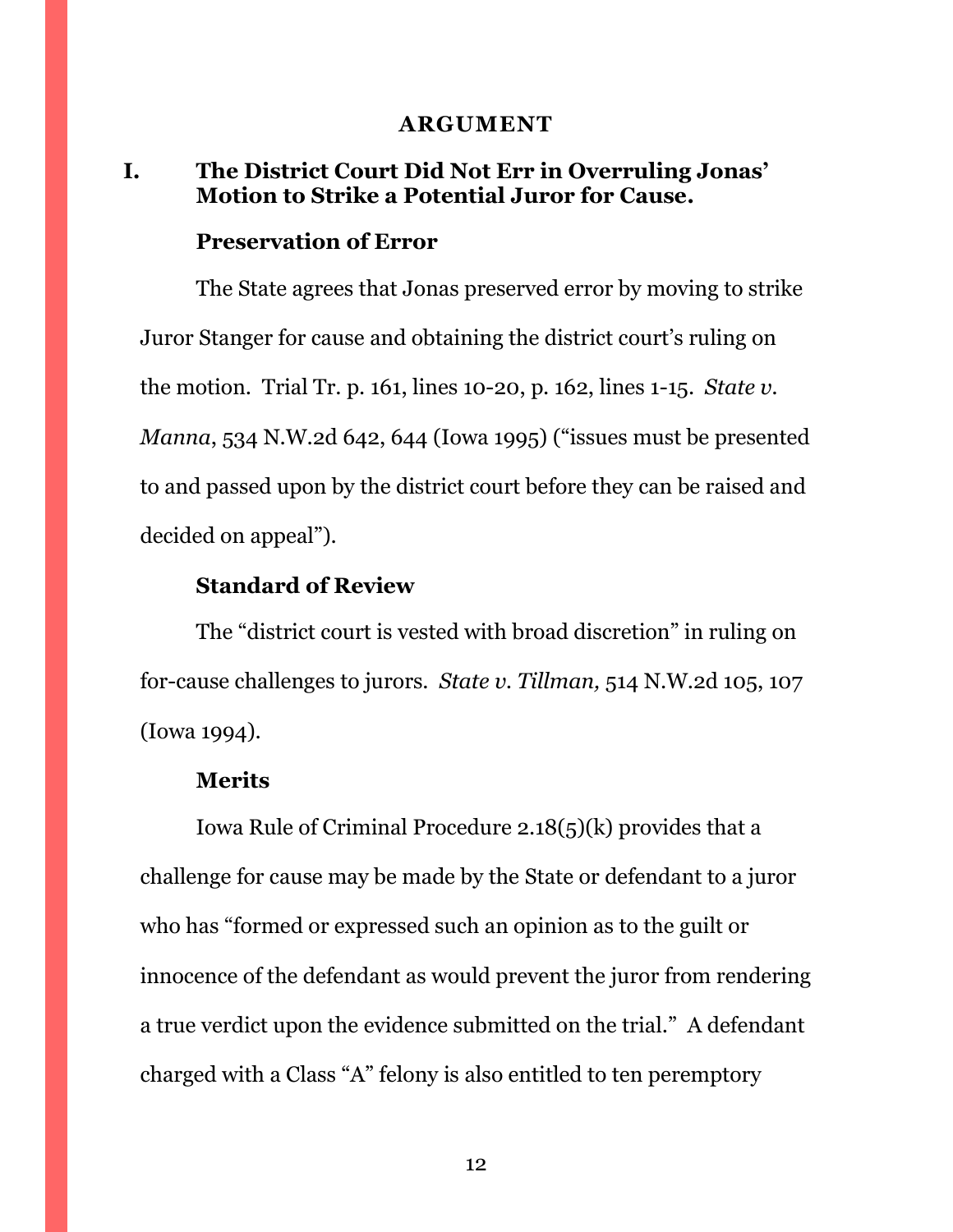## ARGUMENT

### I. The District Court Did Not Err in Overruling Jonas' Motion to Strike a Potential Juror for Cause.

#### Preservation of Error

The State agrees that Jonas preserved error by moving to strike Juror Stanger for cause and obtaining the district court's ruling on the motion. Trial Tr. p. 161, lines 10-20, p. 162, lines 1-15. *State v. Manna*, 534 N.W.2d 642, 644 (Iowa 1995) ("issues must be presented to and passed upon by the district court before they can be raised and decided on appeal").

#### Standard of Review

The "district court is vested with broad discretion" in ruling on for-cause challenges to jurors. *State v. Tillman,* 514 N.W.2d 105, 107 (Iowa 1994).

#### Merits

Iowa Rule of Criminal Procedure 2.18(5)(k) provides that a challenge for cause may be made by the State or defendant to a juror who has "formed or expressed such an opinion as to the guilt or innocence of the defendant as would prevent the juror from rendering a true verdict upon the evidence submitted on the trial." A defendant charged with a Class "A" felony is also entitled to ten peremptory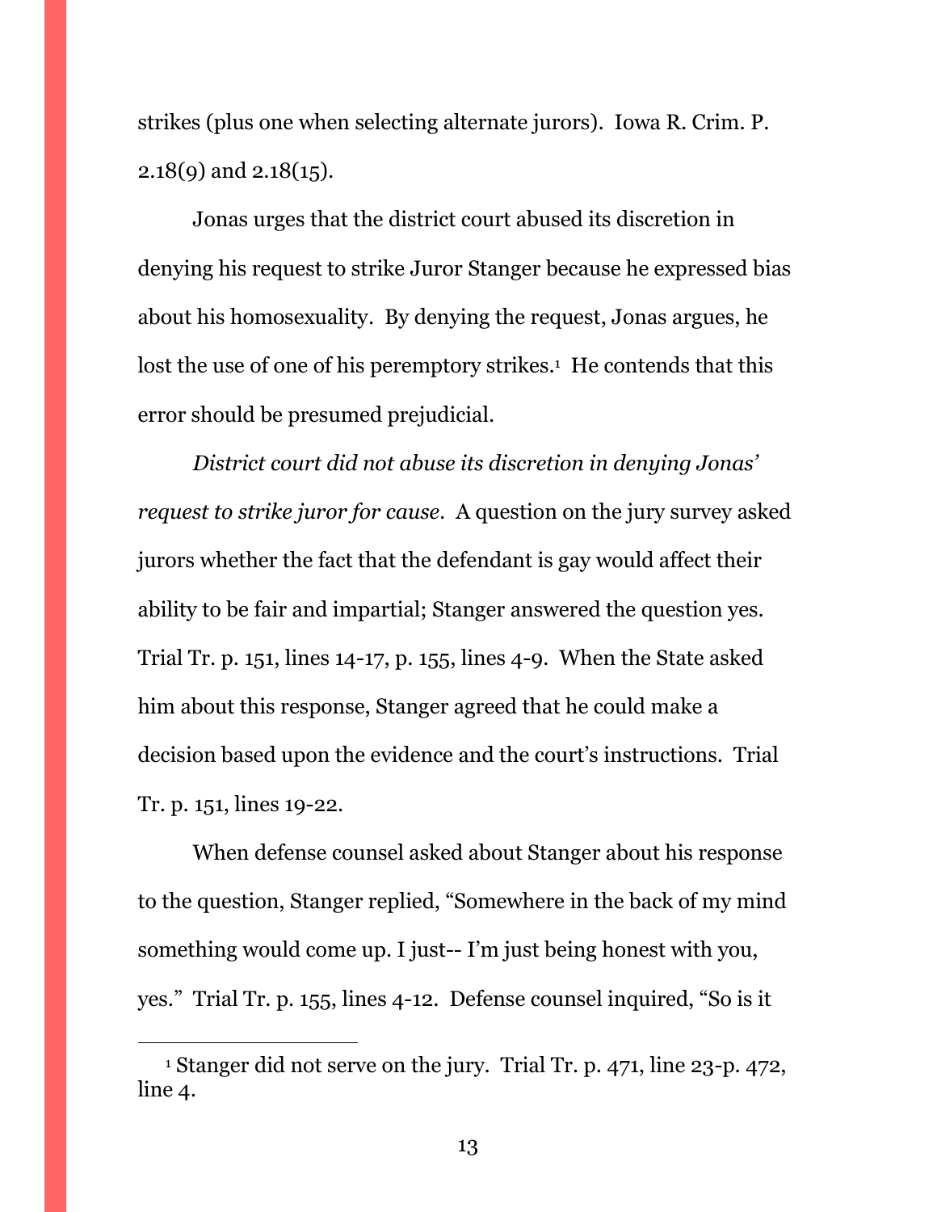strikes (plus one when selecting alternate jurors). Iowa R. Crim. P. 2.18(9) and 2.18(15).

Jonas urges that the district court abused its discretion in denying his request to strike Juror Stanger because he expressed bias about his homosexuality. By denying the request, Jonas argues, he lost the use of one of his peremptory strikes.[1] He contends that this error should be presumed prejudicial.

*District court did not abuse its discretion in denying Jonas' request to strike juror for cause.* A question on the jury survey asked jurors whether the fact that the defendant is gay would affect their ability to be fair and impartial; Stanger answered the question yes. Trial Tr. p. 151, lines 14-17, p. 155, lines 4-9. When the State asked him about this response, Stanger agreed that he could make a decision based upon the evidence and the court's instructions. Trial Tr. p. 151, lines 19-22.

When defense counsel asked about Stanger about his response to the question, Stanger replied, "Somewhere in the back of my mind something would come up. I just-- I'm just being honest with you, yes." Trial Tr. p. 155, lines 4-12. Defense counsel inquired, "So is it

---

[1] Stanger did not serve on the jury. Trial Tr. p. 471, line 23-p. 472, line 4.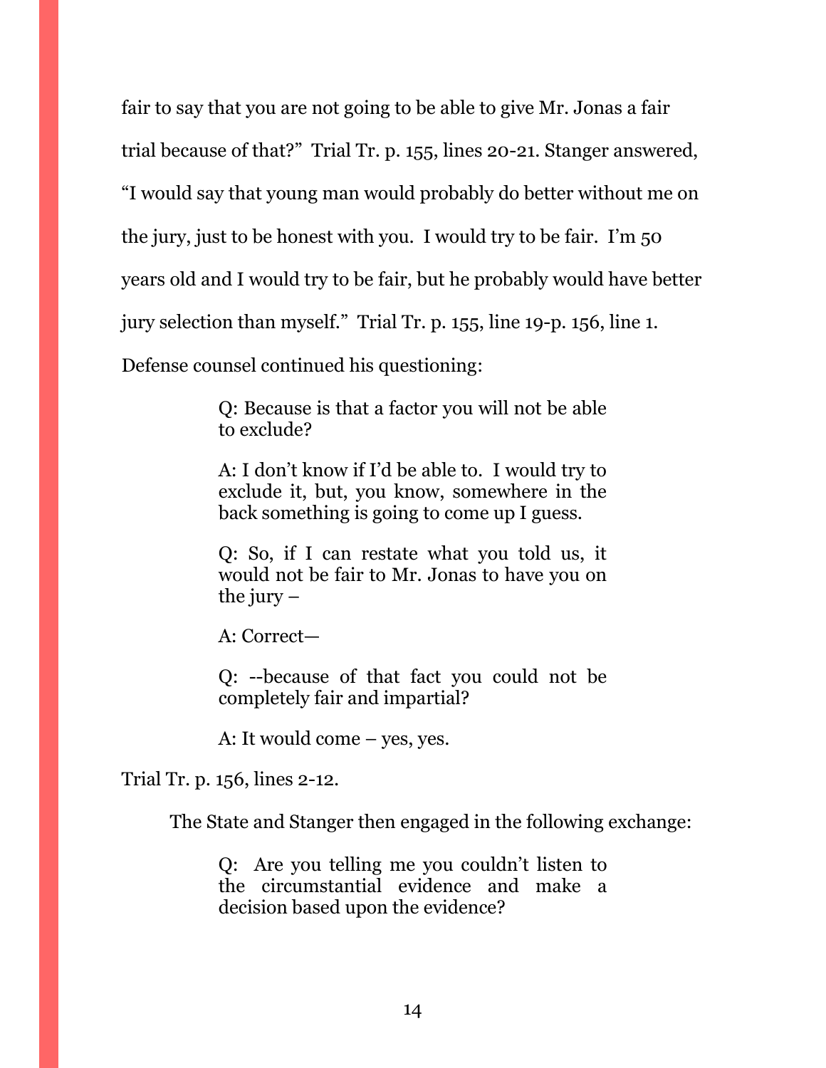fair to say that you are not going to be able to give Mr. Jonas a fair trial because of that?" Trial Tr. p. 155, lines 20-21. Stanger answered, "I would say that young man would probably do better without me on the jury, just to be honest with you. I would try to be fair. I'm 50 years old and I would try to be fair, but he probably would have better jury selection than myself." Trial Tr. p. 155, line 19-p. 156, line 1. Defense counsel continued his questioning:

> Q: Because is that a factor you will not be able to exclude?
>
> A: I don't know if I'd be able to. I would try to exclude it, but, you know, somewhere in the back something is going to come up I guess.
>
> Q: So, if I can restate what you told us, it would not be fair to Mr. Jonas to have you on the jury –
>
> A: Correct—
>
> Q: --because of that fact you could not be completely fair and impartial?
>
> A: It would come – yes, yes.

Trial Tr. p. 156, lines 2-12.

The State and Stanger then engaged in the following exchange:

> Q: Are you telling me you couldn't listen to the circumstantial evidence and make a decision based upon the evidence?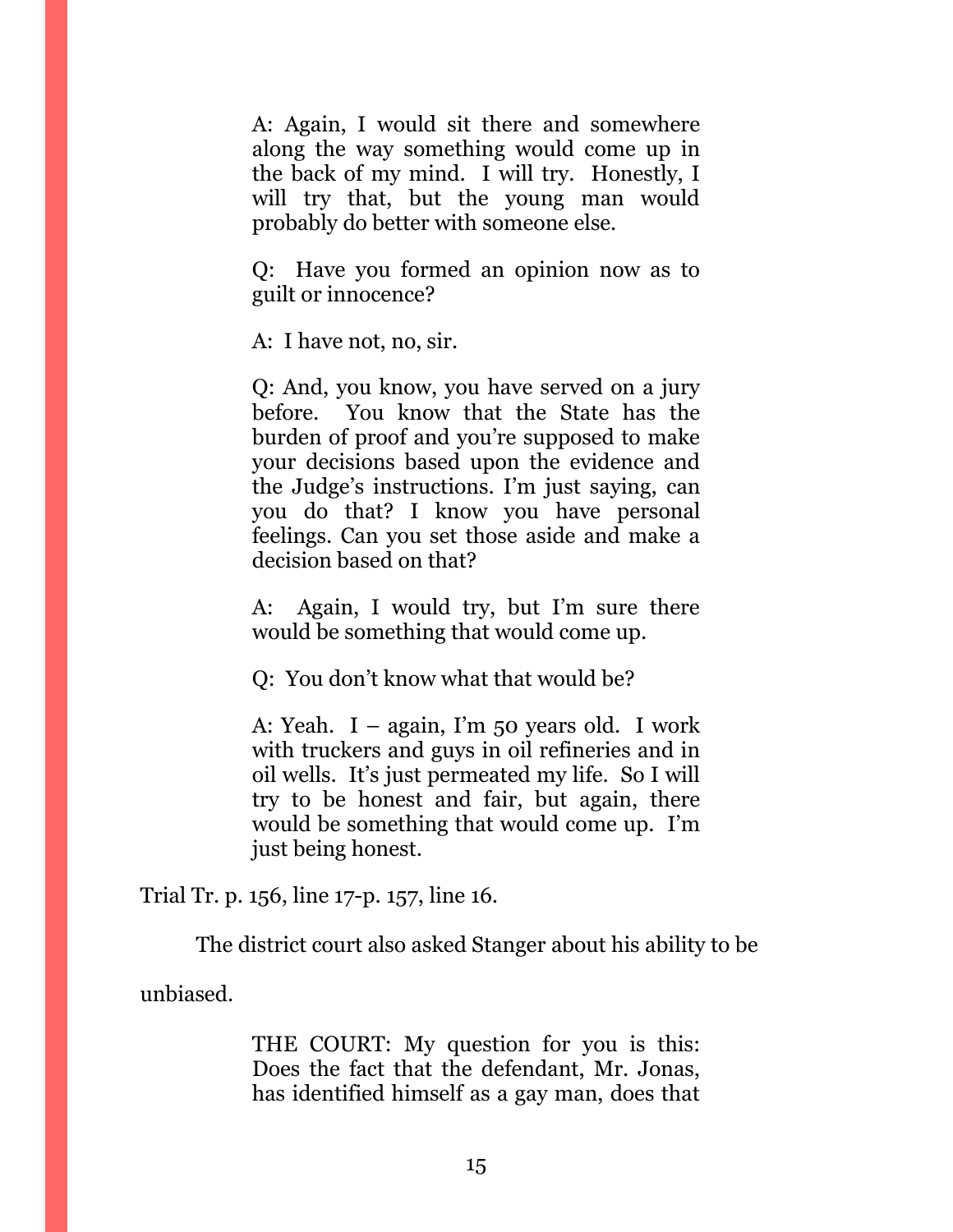> A: Again, I would sit there and somewhere along the way something would come up in the back of my mind. I will try. Honestly, I will try that, but the young man would probably do better with someone else.
>
> Q: Have you formed an opinion now as to guilt or innocence?
>
> A: I have not, no, sir.
>
> Q: And, you know, you have served on a jury before. You know that the State has the burden of proof and you're supposed to make your decisions based upon the evidence and the Judge's instructions. I'm just saying, can you do that? I know you have personal feelings. Can you set those aside and make a decision based on that?
>
> A: Again, I would try, but I'm sure there would be something that would come up.
>
> Q: You don't know what that would be?
>
> A: Yeah. I – again, I'm 50 years old. I work with truckers and guys in oil refineries and in oil wells. It's just permeated my life. So I will try to be honest and fair, but again, there would be something that would come up. I'm just being honest.

Trial Tr. p. 156, line 17-p. 157, line 16.

The district court also asked Stanger about his ability to be unbiased.

> THE COURT: My question for you is this: Does the fact that the defendant, Mr. Jonas, has identified himself as a gay man, does that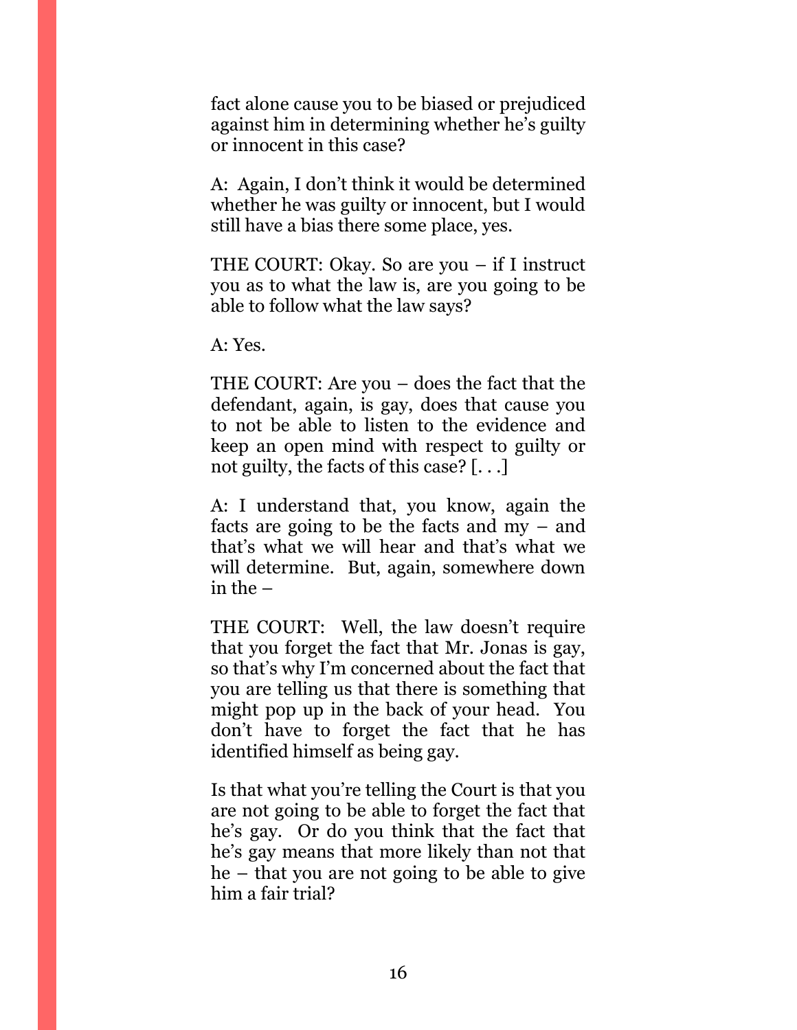fact alone cause you to be biased or prejudiced against him in determining whether he's guilty or innocent in this case?

A: Again, I don't think it would be determined whether he was guilty or innocent, but I would still have a bias there some place, yes.

THE COURT: Okay. So are you – if I instruct you as to what the law is, are you going to be able to follow what the law says?

A: Yes.

THE COURT: Are you – does the fact that the defendant, again, is gay, does that cause you to not be able to listen to the evidence and keep an open mind with respect to guilty or not guilty, the facts of this case? [. . .]

A: I understand that, you know, again the facts are going to be the facts and my – and that's what we will hear and that's what we will determine. But, again, somewhere down in the –

THE COURT: Well, the law doesn't require that you forget the fact that Mr. Jonas is gay, so that's why I'm concerned about the fact that you are telling us that there is something that might pop up in the back of your head. You don't have to forget the fact that he has identified himself as being gay.

Is that what you're telling the Court is that you are not going to be able to forget the fact that he's gay. Or do you think that the fact that he's gay means that more likely than not that he – that you are not going to be able to give him a fair trial?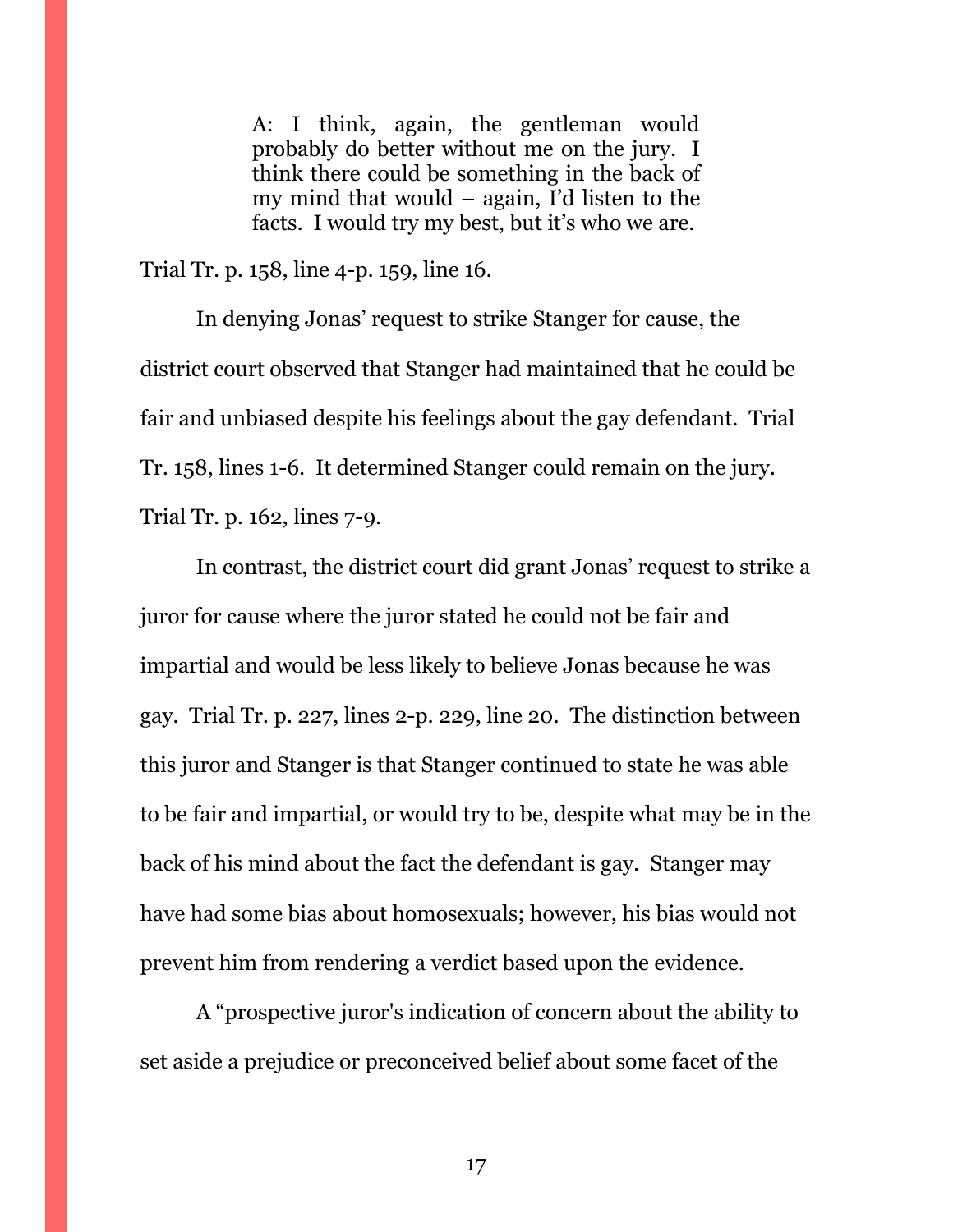> A: I think, again, the gentleman would probably do better without me on the jury. I think there could be something in the back of my mind that would – again, I'd listen to the facts. I would try my best, but it's who we are.

Trial Tr. p. 158, line 4-p. 159, line 16.

In denying Jonas' request to strike Stanger for cause, the district court observed that Stanger had maintained that he could be fair and unbiased despite his feelings about the gay defendant. Trial Tr. 158, lines 1-6. It determined Stanger could remain on the jury. Trial Tr. p. 162, lines 7-9.

In contrast, the district court did grant Jonas' request to strike a juror for cause where the juror stated he could not be fair and impartial and would be less likely to believe Jonas because he was gay. Trial Tr. p. 227, lines 2-p. 229, line 20. The distinction between this juror and Stanger is that Stanger continued to state he was able to be fair and impartial, or would try to be, despite what may be in the back of his mind about the fact the defendant is gay. Stanger may have had some bias about homosexuals; however, his bias would not prevent him from rendering a verdict based upon the evidence.

A "prospective juror's indication of concern about the ability to set aside a prejudice or preconceived belief about some facet of the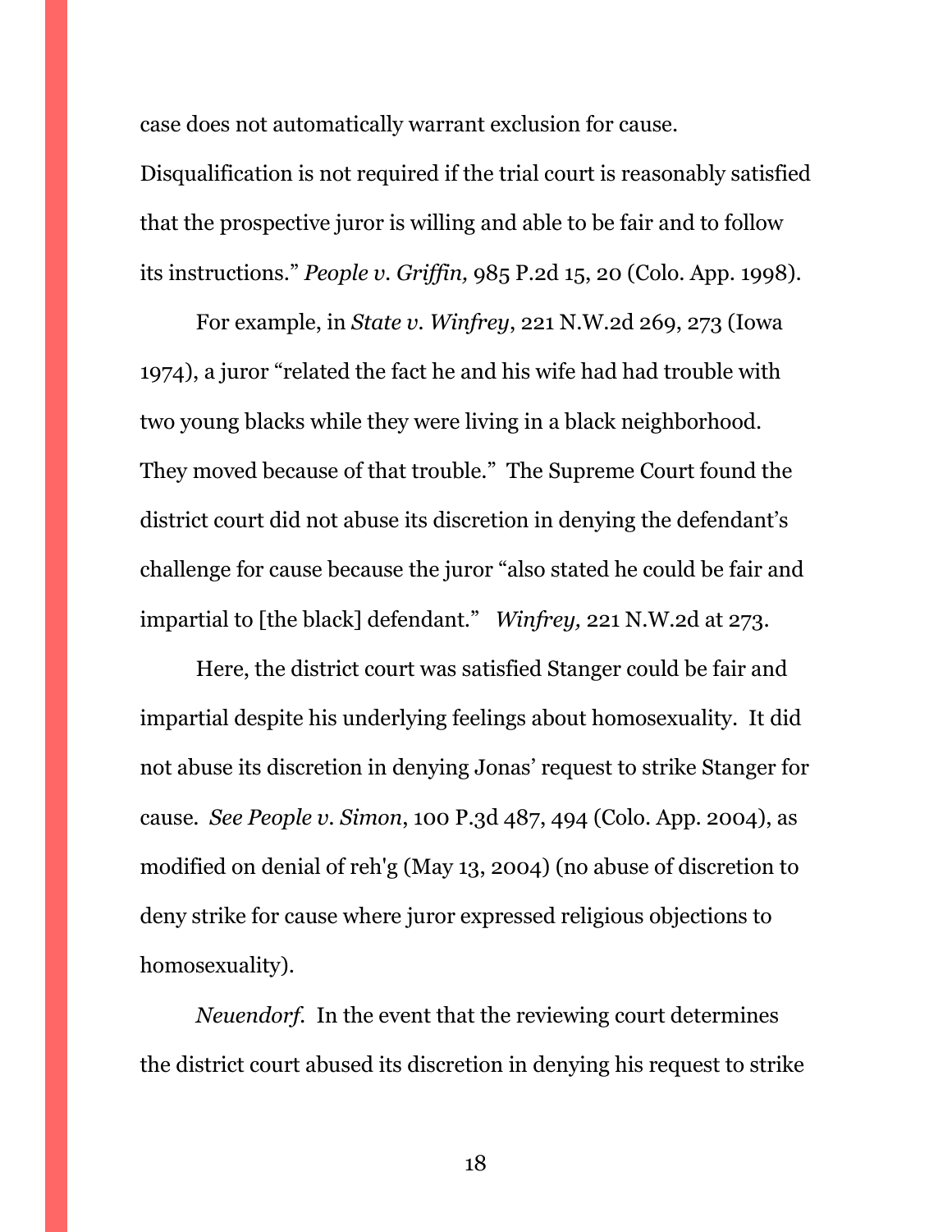case does not automatically warrant exclusion for cause. Disqualification is not required if the trial court is reasonably satisfied that the prospective juror is willing and able to be fair and to follow its instructions." *People v. Griffin,* 985 P.2d 15, 20 (Colo. App. 1998).

For example, in *State v. Winfrey*, 221 N.W.2d 269, 273 (Iowa 1974), a juror "related the fact he and his wife had had trouble with two young blacks while they were living in a black neighborhood. They moved because of that trouble." The Supreme Court found the district court did not abuse its discretion in denying the defendant's challenge for cause because the juror "also stated he could be fair and impartial to [the black] defendant." *Winfrey,* 221 N.W.2d at 273.

Here, the district court was satisfied Stanger could be fair and impartial despite his underlying feelings about homosexuality. It did not abuse its discretion in denying Jonas' request to strike Stanger for cause. *See People v. Simon*, 100 P.3d 487, 494 (Colo. App. 2004), as modified on denial of reh'g (May 13, 2004) (no abuse of discretion to deny strike for cause where juror expressed religious objections to homosexuality).

*Neuendorf.* In the event that the reviewing court determines the district court abused its discretion in denying his request to strike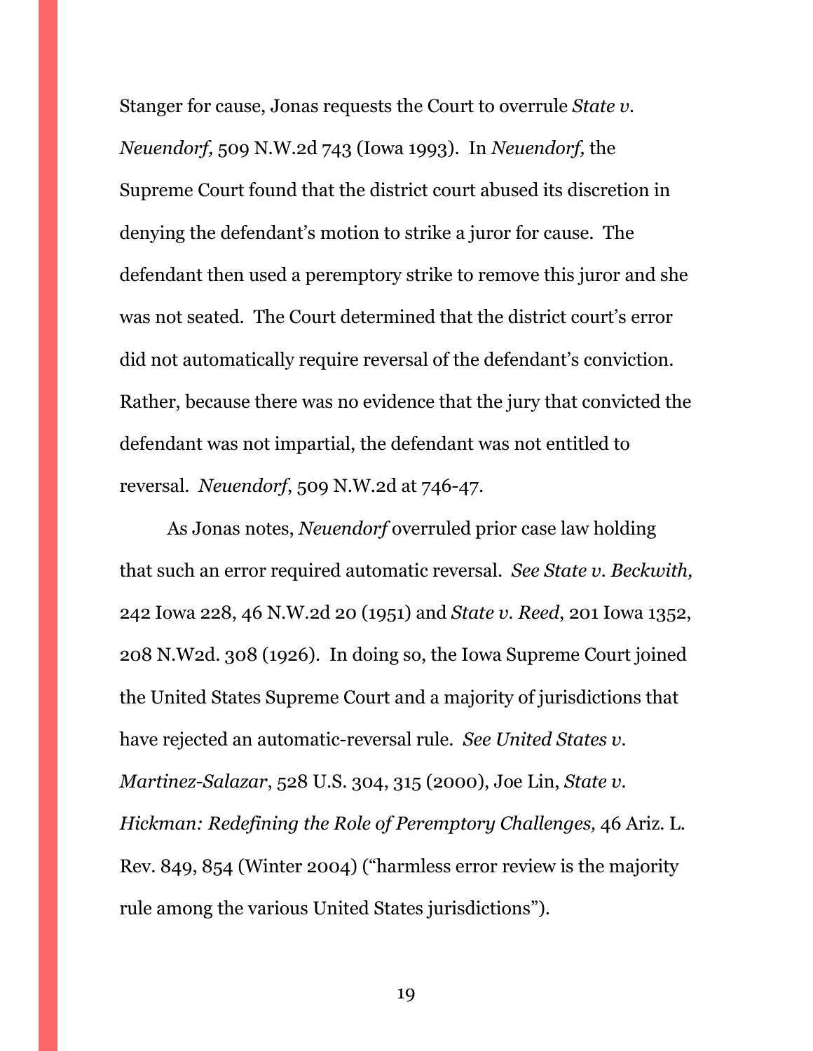Stanger for cause, Jonas requests the Court to overrule *State v. Neuendorf,* 509 N.W.2d 743 (Iowa 1993). In *Neuendorf,* the Supreme Court found that the district court abused its discretion in denying the defendant's motion to strike a juror for cause. The defendant then used a peremptory strike to remove this juror and she was not seated. The Court determined that the district court's error did not automatically require reversal of the defendant's conviction. Rather, because there was no evidence that the jury that convicted the defendant was not impartial, the defendant was not entitled to reversal. *Neuendorf*, 509 N.W.2d at 746-47.

As Jonas notes, *Neuendorf* overruled prior case law holding that such an error required automatic reversal. *See State v. Beckwith,* 242 Iowa 228, 46 N.W.2d 20 (1951) and *State v. Reed*, 201 Iowa 1352, 208 N.W2d. 308 (1926). In doing so, the Iowa Supreme Court joined the United States Supreme Court and a majority of jurisdictions that have rejected an automatic-reversal rule. *See United States v. Martinez-Salazar*, 528 U.S. 304, 315 (2000), Joe Lin, *State v. Hickman: Redefining the Role of Peremptory Challenges,* 46 Ariz. L. Rev. 849, 854 (Winter 2004) ("harmless error review is the majority rule among the various United States jurisdictions").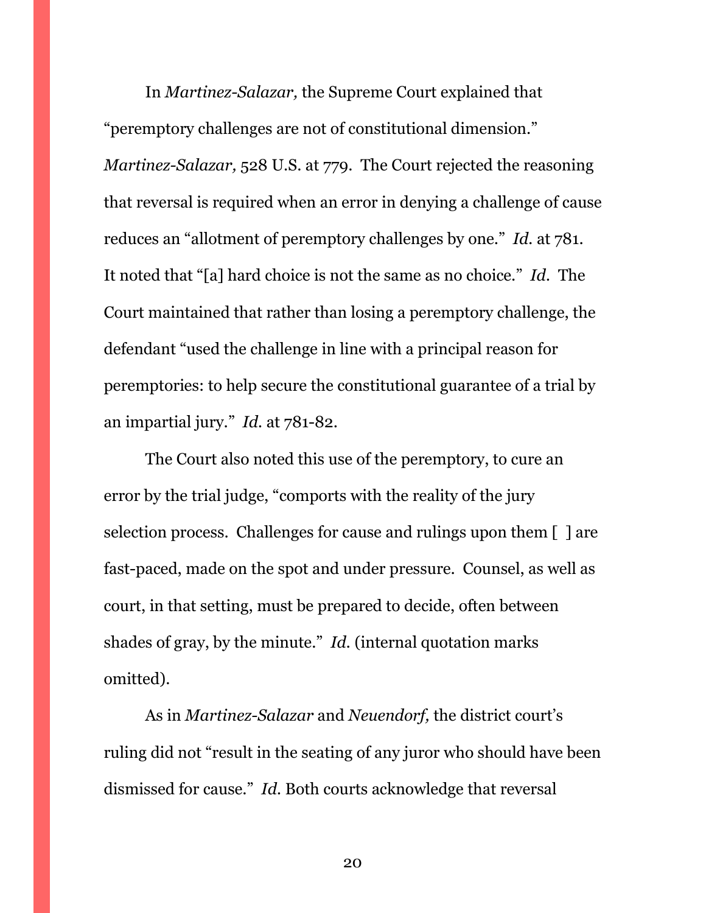In *Martinez-Salazar,* the Supreme Court explained that "peremptory challenges are not of constitutional dimension." *Martinez-Salazar,* 528 U.S. at 779. The Court rejected the reasoning that reversal is required when an error in denying a challenge of cause reduces an "allotment of peremptory challenges by one." *Id.* at 781. It noted that "[a] hard choice is not the same as no choice." *Id.* The Court maintained that rather than losing a peremptory challenge, the defendant "used the challenge in line with a principal reason for peremptories: to help secure the constitutional guarantee of a trial by an impartial jury." *Id.* at 781-82.

The Court also noted this use of the peremptory, to cure an error by the trial judge, "comports with the reality of the jury selection process. Challenges for cause and rulings upon them [ ] are fast-paced, made on the spot and under pressure. Counsel, as well as court, in that setting, must be prepared to decide, often between shades of gray, by the minute." *Id.* (internal quotation marks omitted).

As in *Martinez-Salazar* and *Neuendorf,* the district court's ruling did not "result in the seating of any juror who should have been dismissed for cause." *Id.* Both courts acknowledge that reversal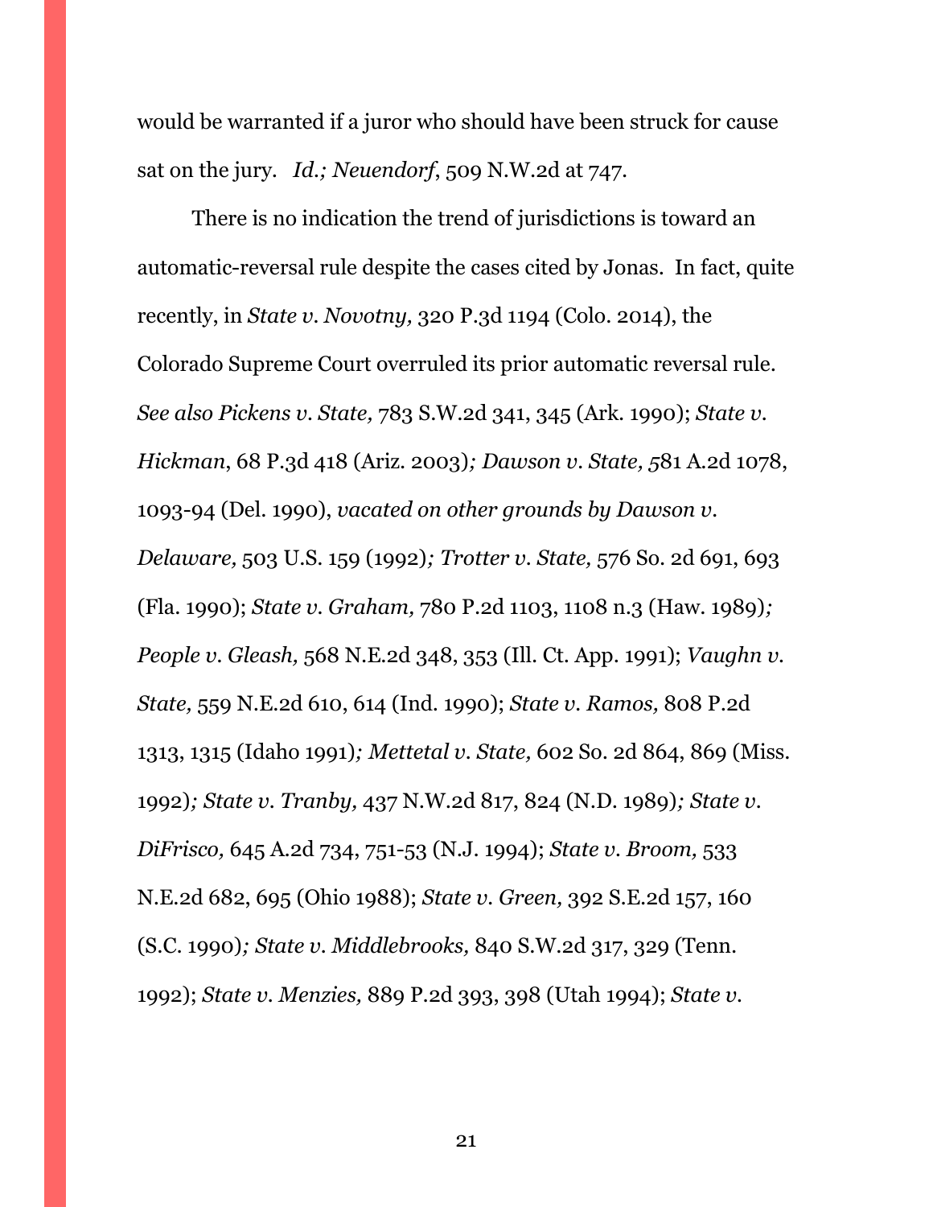would be warranted if a juror who should have been struck for cause sat on the jury. *Id.; Neuendorf*, 509 N.W.2d at 747.

There is no indication the trend of jurisdictions is toward an automatic-reversal rule despite the cases cited by Jonas. In fact, quite recently, in *State v. Novotny,* 320 P.3d 1194 (Colo. 2014), the Colorado Supreme Court overruled its prior automatic reversal rule. *See also Pickens v. State,* 783 S.W.2d 341, 345 (Ark. 1990); *State v. Hickman*, 68 P.3d 418 (Ariz. 2003)*; Dawson v. State,* 581 A.2d 1078, 1093-94 (Del. 1990), *vacated on other grounds by Dawson v. Delaware,* 503 U.S. 159 (1992)*; Trotter v. State,* 576 So. 2d 691, 693 (Fla. 1990); *State v. Graham,* 780 P.2d 1103, 1108 n.3 (Haw. 1989)*; People v. Gleash,* 568 N.E.2d 348, 353 (Ill. Ct. App. 1991); *Vaughn v. State,* 559 N.E.2d 610, 614 (Ind. 1990); *State v. Ramos,* 808 P.2d 1313, 1315 (Idaho 1991)*; Mettetal v. State,* 602 So. 2d 864, 869 (Miss. 1992)*; State v. Tranby,* 437 N.W.2d 817, 824 (N.D. 1989)*; State v. DiFrisco,* 645 A.2d 734, 751-53 (N.J. 1994); *State v. Broom,* 533 N.E.2d 682, 695 (Ohio 1988); *State v. Green,* 392 S.E.2d 157, 160 (S.C. 1990)*; State v. Middlebrooks,* 840 S.W.2d 317, 329 (Tenn. 1992); *State v. Menzies,* 889 P.2d 393, 398 (Utah 1994); *State v.*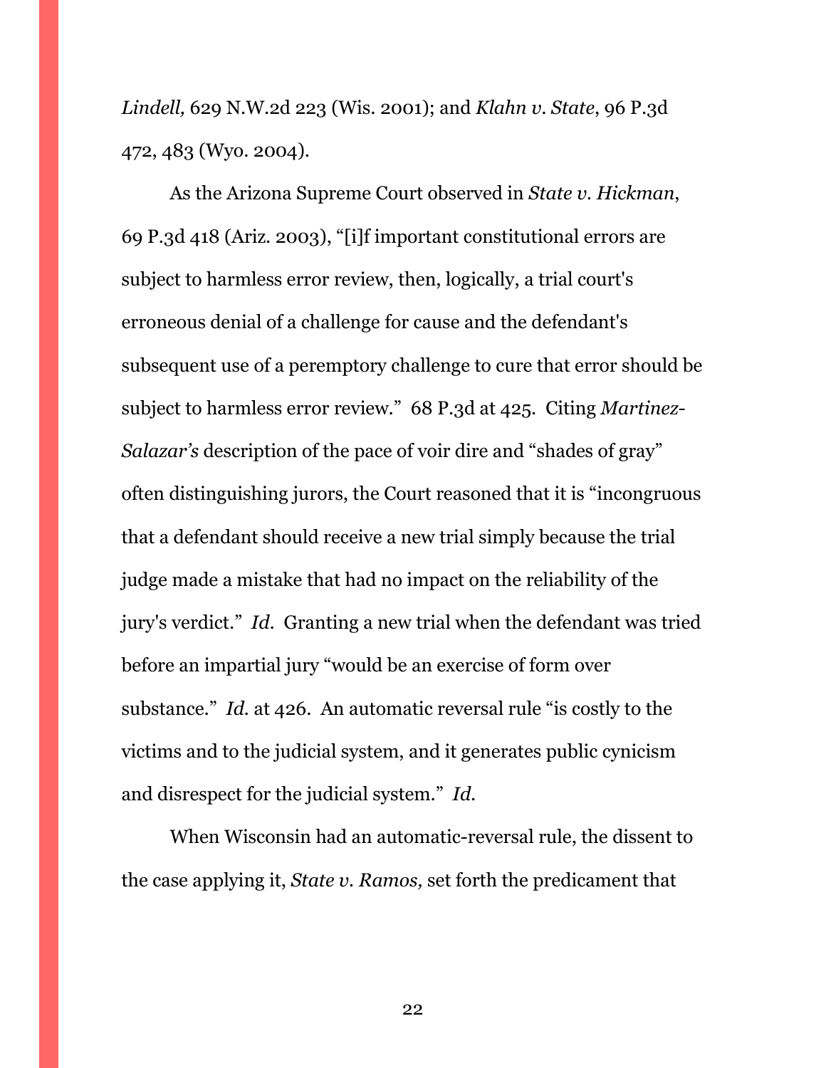*Lindell,* 629 N.W.2d 223 (Wis. 2001); and *Klahn v. State*, 96 P.3d 472, 483 (Wyo. 2004).

As the Arizona Supreme Court observed in *State v. Hickman*, 69 P.3d 418 (Ariz. 2003), "[i]f important constitutional errors are subject to harmless error review, then, logically, a trial court's erroneous denial of a challenge for cause and the defendant's subsequent use of a peremptory challenge to cure that error should be subject to harmless error review." 68 P.3d at 425. Citing *Martinez-Salazar's* description of the pace of voir dire and "shades of gray" often distinguishing jurors, the Court reasoned that it is "incongruous that a defendant should receive a new trial simply because the trial judge made a mistake that had no impact on the reliability of the jury's verdict." *Id.* Granting a new trial when the defendant was tried before an impartial jury "would be an exercise of form over substance." *Id.* at 426. An automatic reversal rule "is costly to the victims and to the judicial system, and it generates public cynicism and disrespect for the judicial system." *Id.*

When Wisconsin had an automatic-reversal rule, the dissent to the case applying it, *State v. Ramos,* set forth the predicament that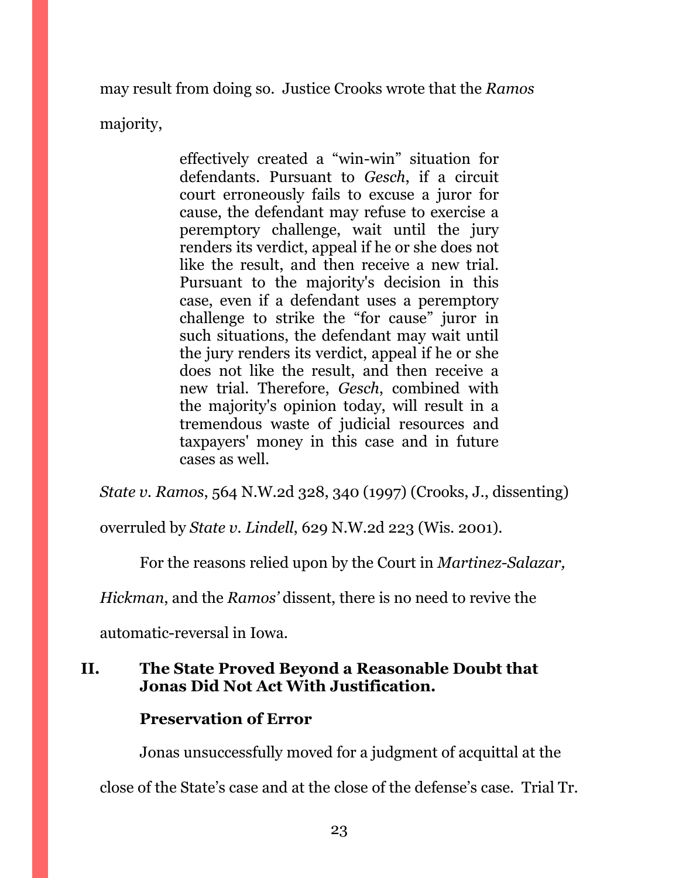may result from doing so. Justice Crooks wrote that the *Ramos* majority,

> effectively created a "win-win" situation for defendants. Pursuant to *Gesch*, if a circuit court erroneously fails to excuse a juror for cause, the defendant may refuse to exercise a peremptory challenge, wait until the jury renders its verdict, appeal if he or she does not like the result, and then receive a new trial. Pursuant to the majority's decision in this case, even if a defendant uses a peremptory challenge to strike the "for cause" juror in such situations, the defendant may wait until the jury renders its verdict, appeal if he or she does not like the result, and then receive a new trial. Therefore, *Gesch*, combined with the majority's opinion today, will result in a tremendous waste of judicial resources and taxpayers' money in this case and in future cases as well.

*State v. Ramos*, 564 N.W.2d 328, 340 (1997) (Crooks, J., dissenting) overruled by *State v. Lindell*, 629 N.W.2d 223 (Wis. 2001).

For the reasons relied upon by the Court in *Martinez-Salazar, Hickman*, and the *Ramos'* dissent, there is no need to revive the automatic-reversal in Iowa.

## II. The State Proved Beyond a Reasonable Doubt that Jonas Did Not Act With Justification.

### Preservation of Error

Jonas unsuccessfully moved for a judgment of acquittal at the close of the State's case and at the close of the defense's case. Trial Tr.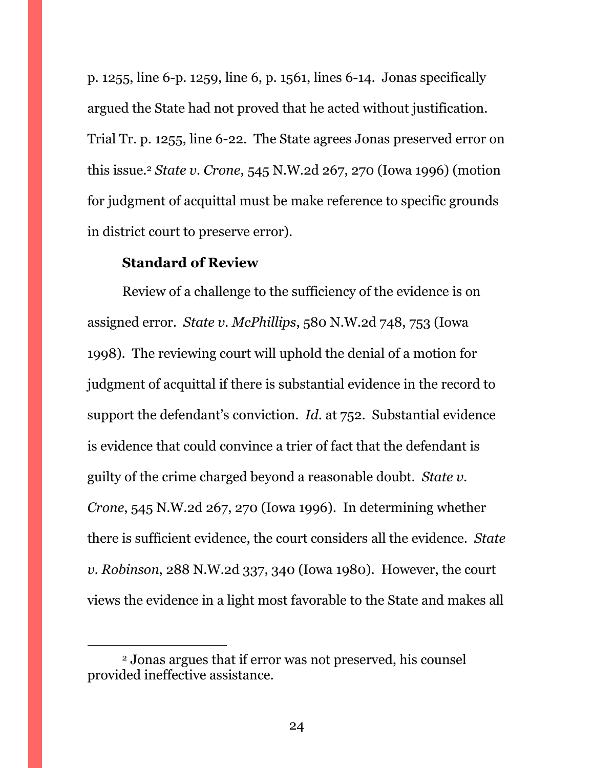p. 1255, line 6-p. 1259, line 6, p. 1561, lines 6-14. Jonas specifically argued the State had not proved that he acted without justification. Trial Tr. p. 1255, line 6-22. The State agrees Jonas preserved error on this issue.[2] *State v. Crone*, 545 N.W.2d 267, 270 (Iowa 1996) (motion for judgment of acquittal must be make reference to specific grounds in district court to preserve error).

**Standard of Review**

Review of a challenge to the sufficiency of the evidence is on assigned error. *State v. McPhillips*, 580 N.W.2d 748, 753 (Iowa 1998). The reviewing court will uphold the denial of a motion for judgment of acquittal if there is substantial evidence in the record to support the defendant's conviction. *Id.* at 752. Substantial evidence is evidence that could convince a trier of fact that the defendant is guilty of the crime charged beyond a reasonable doubt. *State v. Crone*, 545 N.W.2d 267, 270 (Iowa 1996). In determining whether there is sufficient evidence, the court considers all the evidence. *State v. Robinson*, 288 N.W.2d 337, 340 (Iowa 1980). However, the court views the evidence in a light most favorable to the State and makes all

[2] Jonas argues that if error was not preserved, his counsel provided ineffective assistance.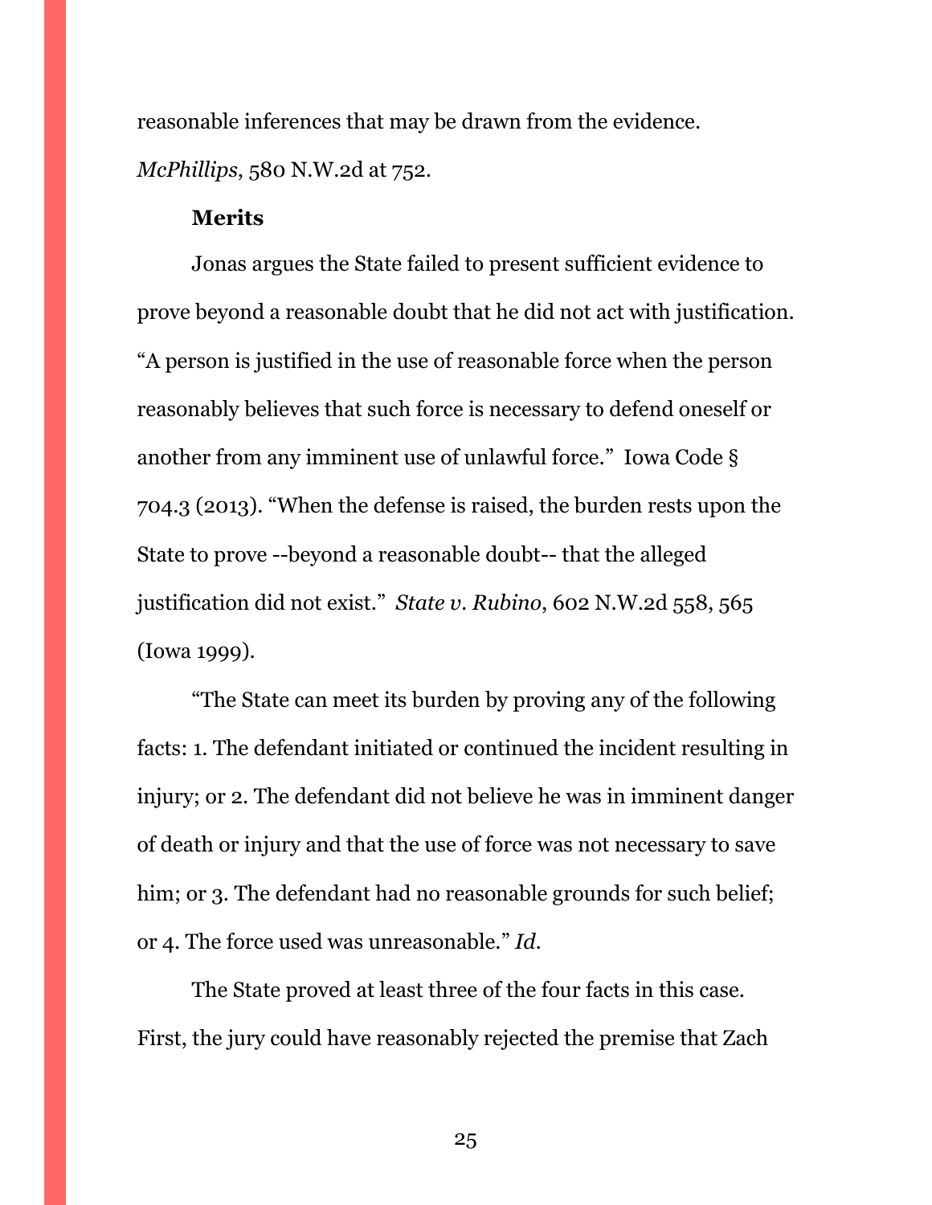reasonable inferences that may be drawn from the evidence. *McPhillips*, 580 N.W.2d at 752.

**Merits**

Jonas argues the State failed to present sufficient evidence to prove beyond a reasonable doubt that he did not act with justification. "A person is justified in the use of reasonable force when the person reasonably believes that such force is necessary to defend oneself or another from any imminent use of unlawful force." Iowa Code § 704.3 (2013). "When the defense is raised, the burden rests upon the State to prove --beyond a reasonable doubt-- that the alleged justification did not exist." *State v. Rubino*, 602 N.W.2d 558, 565 (Iowa 1999).

"The State can meet its burden by proving any of the following facts: 1. The defendant initiated or continued the incident resulting in injury; or 2. The defendant did not believe he was in imminent danger of death or injury and that the use of force was not necessary to save him; or 3. The defendant had no reasonable grounds for such belief; or 4. The force used was unreasonable." *Id.*

The State proved at least three of the four facts in this case. First, the jury could have reasonably rejected the premise that Zach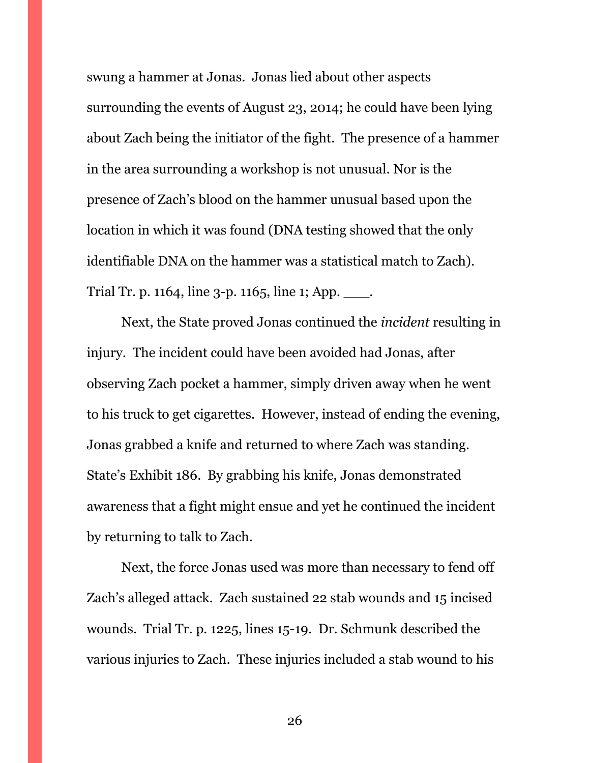swung a hammer at Jonas. Jonas lied about other aspects surrounding the events of August 23, 2014; he could have been lying about Zach being the initiator of the fight. The presence of a hammer in the area surrounding a workshop is not unusual. Nor is the presence of Zach's blood on the hammer unusual based upon the location in which it was found (DNA testing showed that the only identifiable DNA on the hammer was a statistical match to Zach). Trial Tr. p. 1164, line 3-p. 1165, line 1; App. \_\_\_.

Next, the State proved Jonas continued the *incident* resulting in injury. The incident could have been avoided had Jonas, after observing Zach pocket a hammer, simply driven away when he went to his truck to get cigarettes. However, instead of ending the evening, Jonas grabbed a knife and returned to where Zach was standing. State's Exhibit 186. By grabbing his knife, Jonas demonstrated awareness that a fight might ensue and yet he continued the incident by returning to talk to Zach.

Next, the force Jonas used was more than necessary to fend off Zach's alleged attack. Zach sustained 22 stab wounds and 15 incised wounds. Trial Tr. p. 1225, lines 15-19. Dr. Schmunk described the various injuries to Zach. These injuries included a stab wound to his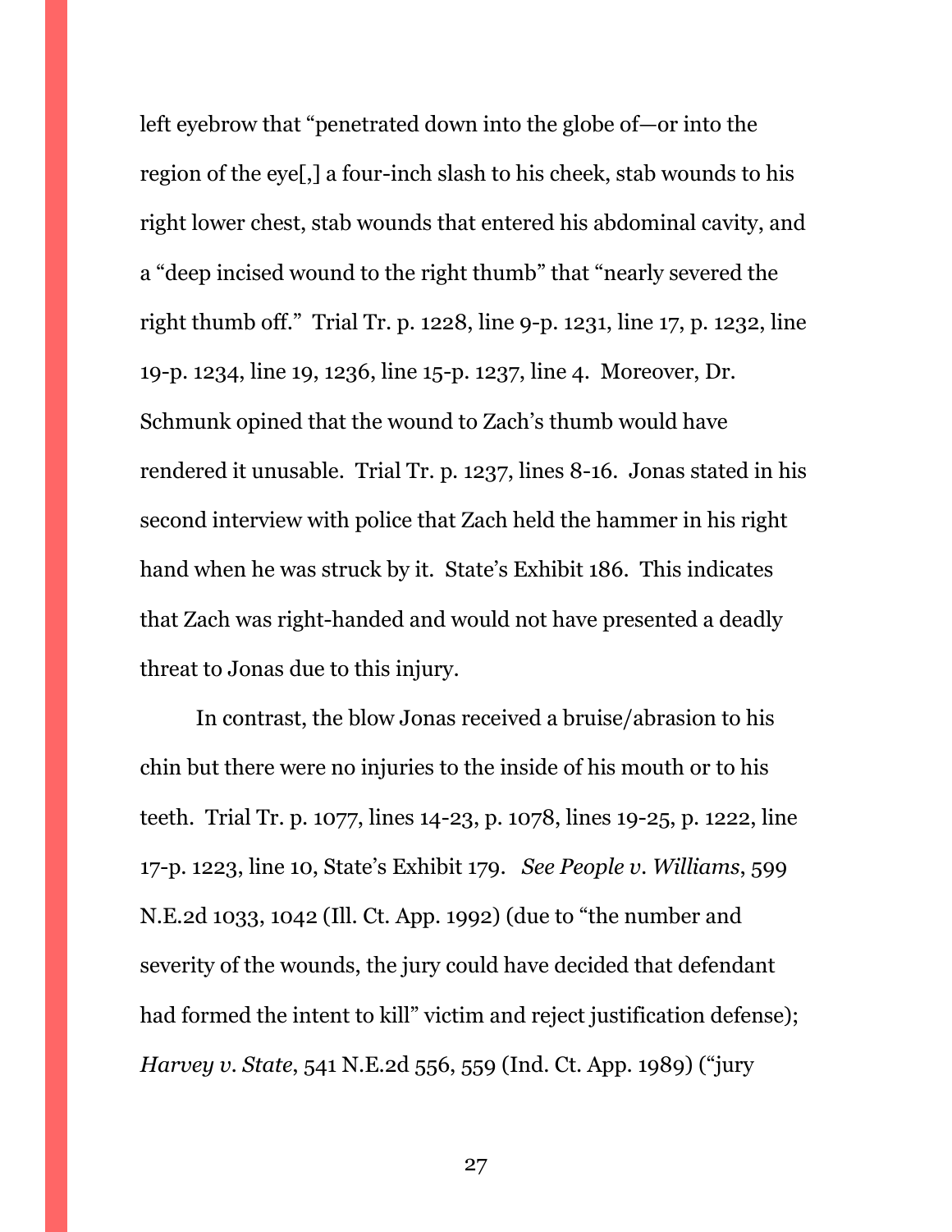left eyebrow that "penetrated down into the globe of—or into the region of the eye[,] a four-inch slash to his cheek, stab wounds to his right lower chest, stab wounds that entered his abdominal cavity, and a "deep incised wound to the right thumb" that "nearly severed the right thumb off." Trial Tr. p. 1228, line 9-p. 1231, line 17, p. 1232, line 19-p. 1234, line 19, 1236, line 15-p. 1237, line 4. Moreover, Dr. Schmunk opined that the wound to Zach's thumb would have rendered it unusable. Trial Tr. p. 1237, lines 8-16. Jonas stated in his second interview with police that Zach held the hammer in his right hand when he was struck by it. State's Exhibit 186. This indicates that Zach was right-handed and would not have presented a deadly threat to Jonas due to this injury.

In contrast, the blow Jonas received a bruise/abrasion to his chin but there were no injuries to the inside of his mouth or to his teeth. Trial Tr. p. 1077, lines 14-23, p. 1078, lines 19-25, p. 1222, line 17-p. 1223, line 10, State's Exhibit 179. *See People v. Williams*, 599 N.E.2d 1033, 1042 (Ill. Ct. App. 1992) (due to "the number and severity of the wounds, the jury could have decided that defendant had formed the intent to kill" victim and reject justification defense); *Harvey v. State*, 541 N.E.2d 556, 559 (Ind. Ct. App. 1989) ("jury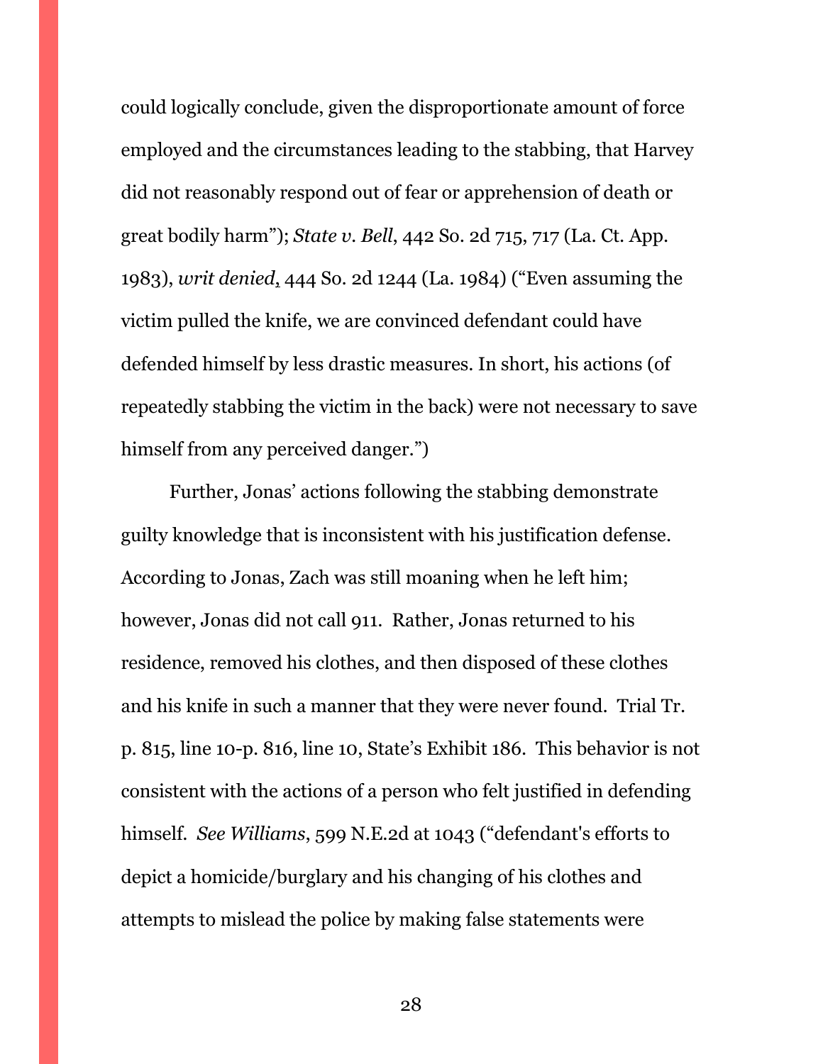could logically conclude, given the disproportionate amount of force employed and the circumstances leading to the stabbing, that Harvey did not reasonably respond out of fear or apprehension of death or great bodily harm"); *State v. Bell*, 442 So. 2d 715, 717 (La. Ct. App. 1983), *writ denied*, 444 So. 2d 1244 (La. 1984) ("Even assuming the victim pulled the knife, we are convinced defendant could have defended himself by less drastic measures. In short, his actions (of repeatedly stabbing the victim in the back) were not necessary to save himself from any perceived danger.")

Further, Jonas' actions following the stabbing demonstrate guilty knowledge that is inconsistent with his justification defense. According to Jonas, Zach was still moaning when he left him; however, Jonas did not call 911. Rather, Jonas returned to his residence, removed his clothes, and then disposed of these clothes and his knife in such a manner that they were never found. Trial Tr. p. 815, line 10-p. 816, line 10, State's Exhibit 186. This behavior is not consistent with the actions of a person who felt justified in defending himself. *See Williams*, 599 N.E.2d at 1043 ("defendant's efforts to depict a homicide/burglary and his changing of his clothes and attempts to mislead the police by making false statements were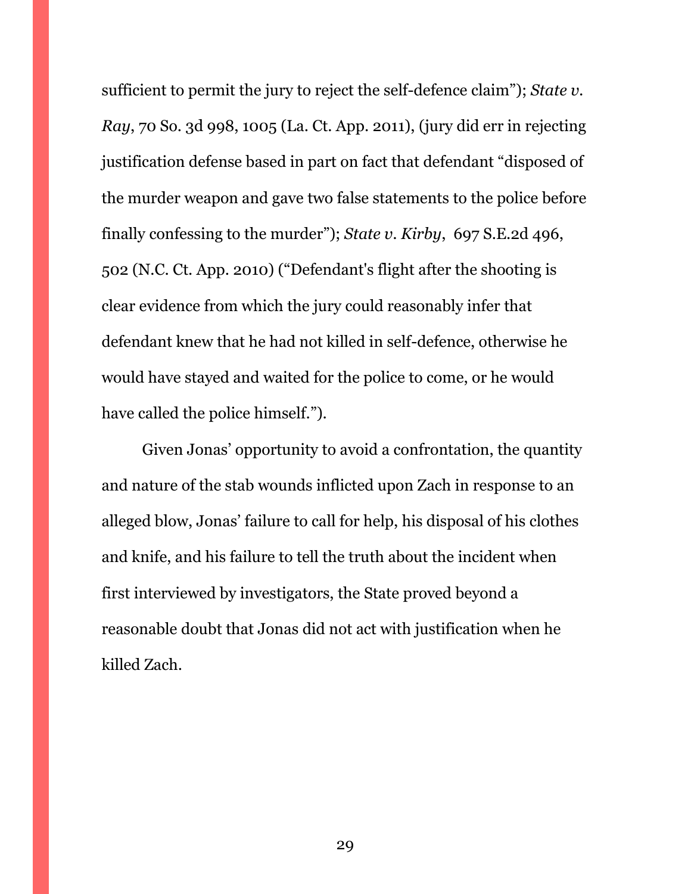sufficient to permit the jury to reject the self-defence claim"); *State v. Ray*, 70 So. 3d 998, 1005 (La. Ct. App. 2011), (jury did err in rejecting justification defense based in part on fact that defendant "disposed of the murder weapon and gave two false statements to the police before finally confessing to the murder"); *State v. Kirby*, 697 S.E.2d 496, 502 (N.C. Ct. App. 2010) ("Defendant's flight after the shooting is clear evidence from which the jury could reasonably infer that defendant knew that he had not killed in self-defence, otherwise he would have stayed and waited for the police to come, or he would have called the police himself.").

Given Jonas' opportunity to avoid a confrontation, the quantity and nature of the stab wounds inflicted upon Zach in response to an alleged blow, Jonas' failure to call for help, his disposal of his clothes and knife, and his failure to tell the truth about the incident when first interviewed by investigators, the State proved beyond a reasonable doubt that Jonas did not act with justification when he killed Zach.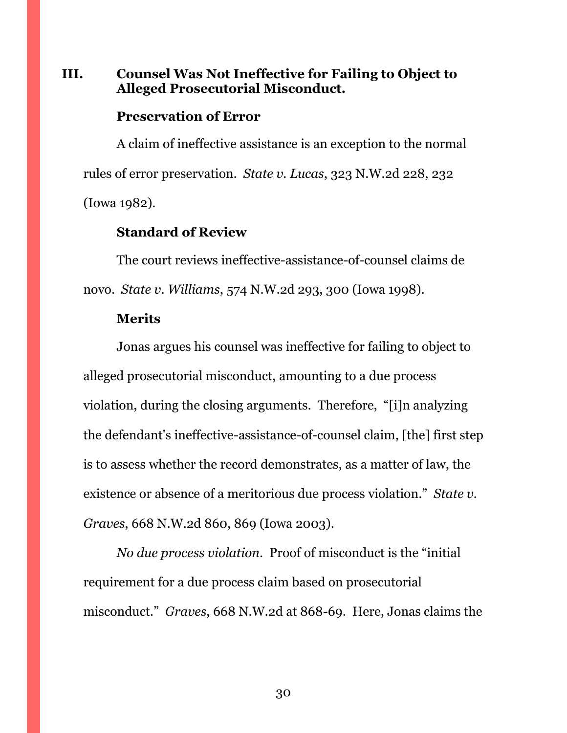## III. Counsel Was Not Ineffective for Failing to Object to Alleged Prosecutorial Misconduct.

### Preservation of Error

A claim of ineffective assistance is an exception to the normal rules of error preservation. *State v. Lucas*, 323 N.W.2d 228, 232 (Iowa 1982).

### Standard of Review

The court reviews ineffective-assistance-of-counsel claims de novo. *State v. Williams*, 574 N.W.2d 293, 300 (Iowa 1998).

### Merits

Jonas argues his counsel was ineffective for failing to object to alleged prosecutorial misconduct, amounting to a due process violation, during the closing arguments. Therefore, "[i]n analyzing the defendant's ineffective-assistance-of-counsel claim, [the] first step is to assess whether the record demonstrates, as a matter of law, the existence or absence of a meritorious due process violation." *State v. Graves*, 668 N.W.2d 860, 869 (Iowa 2003).

*No due process violation*. Proof of misconduct is the "initial requirement for a due process claim based on prosecutorial misconduct." *Graves*, 668 N.W.2d at 868-69. Here, Jonas claims the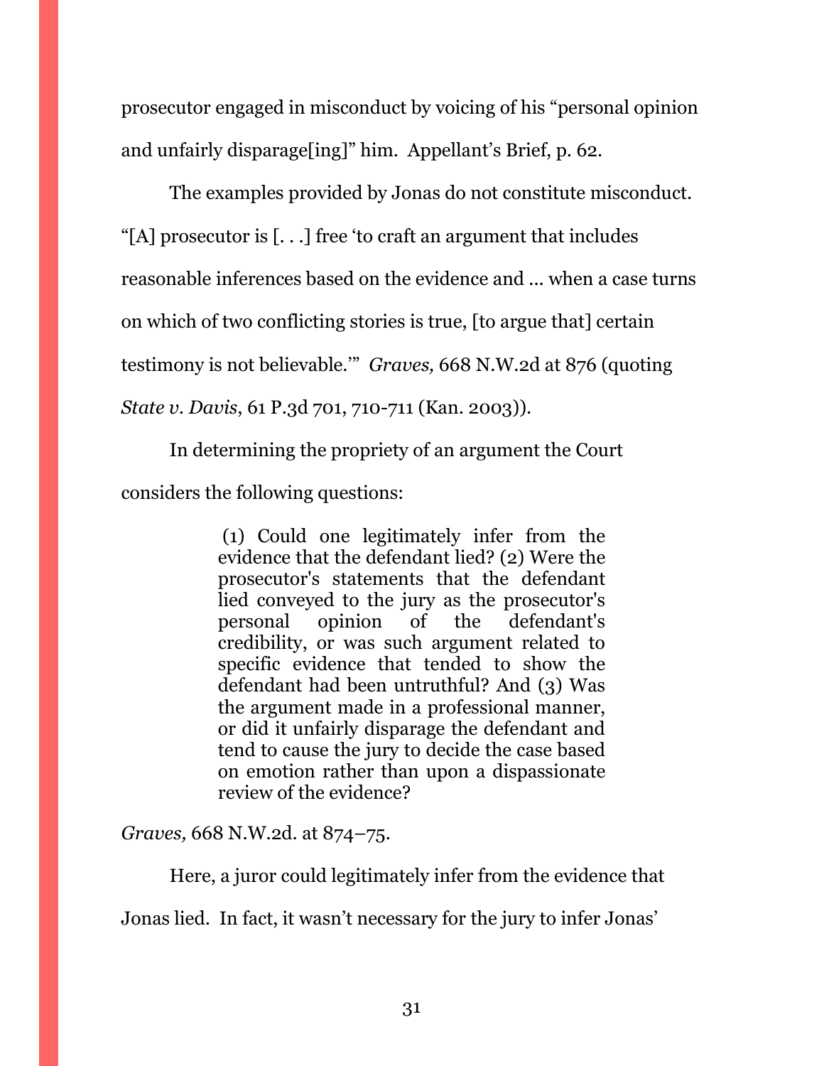prosecutor engaged in misconduct by voicing of his "personal opinion and unfairly disparage[ing]" him. Appellant's Brief, p. 62.

The examples provided by Jonas do not constitute misconduct. "[A] prosecutor is [. . .] free 'to craft an argument that includes reasonable inferences based on the evidence and ... when a case turns on which of two conflicting stories is true, [to argue that] certain testimony is not believable.'" *Graves,* 668 N.W.2d at 876 (quoting *State v. Davis*, 61 P.3d 701, 710-711 (Kan. 2003)).

In determining the propriety of an argument the Court considers the following questions:

> (1) Could one legitimately infer from the evidence that the defendant lied? (2) Were the prosecutor's statements that the defendant lied conveyed to the jury as the prosecutor's personal opinion of the defendant's credibility, or was such argument related to specific evidence that tended to show the defendant had been untruthful? And (3) Was the argument made in a professional manner, or did it unfairly disparage the defendant and tend to cause the jury to decide the case based on emotion rather than upon a dispassionate review of the evidence?

*Graves,* 668 N.W.2d. at 874–75.

Here, a juror could legitimately infer from the evidence that Jonas lied. In fact, it wasn't necessary for the jury to infer Jonas'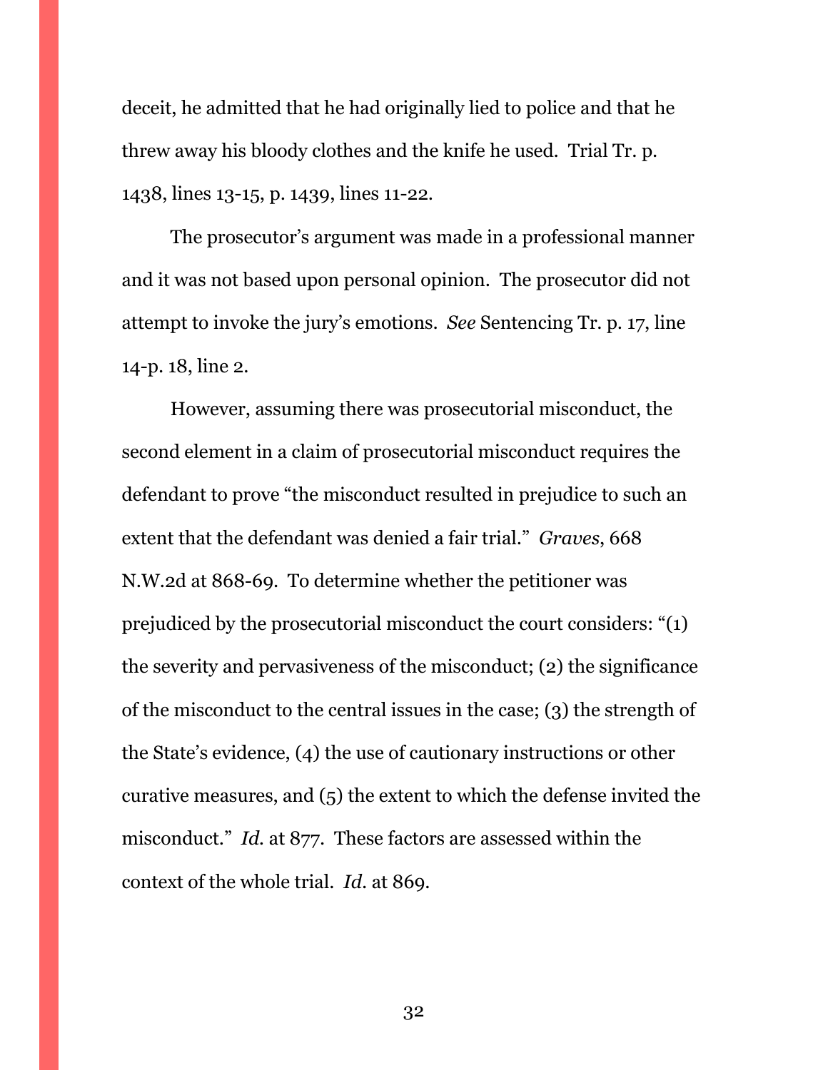deceit, he admitted that he had originally lied to police and that he threw away his bloody clothes and the knife he used. Trial Tr. p. 1438, lines 13-15, p. 1439, lines 11-22.

The prosecutor's argument was made in a professional manner and it was not based upon personal opinion. The prosecutor did not attempt to invoke the jury's emotions. *See* Sentencing Tr. p. 17, line 14-p. 18, line 2.

However, assuming there was prosecutorial misconduct, the second element in a claim of prosecutorial misconduct requires the defendant to prove "the misconduct resulted in prejudice to such an extent that the defendant was denied a fair trial." *Graves*, 668 N.W.2d at 868-69. To determine whether the petitioner was prejudiced by the prosecutorial misconduct the court considers: "(1) the severity and pervasiveness of the misconduct; (2) the significance of the misconduct to the central issues in the case; (3) the strength of the State's evidence, (4) the use of cautionary instructions or other curative measures, and (5) the extent to which the defense invited the misconduct." *Id.* at 877. These factors are assessed within the context of the whole trial. *Id.* at 869.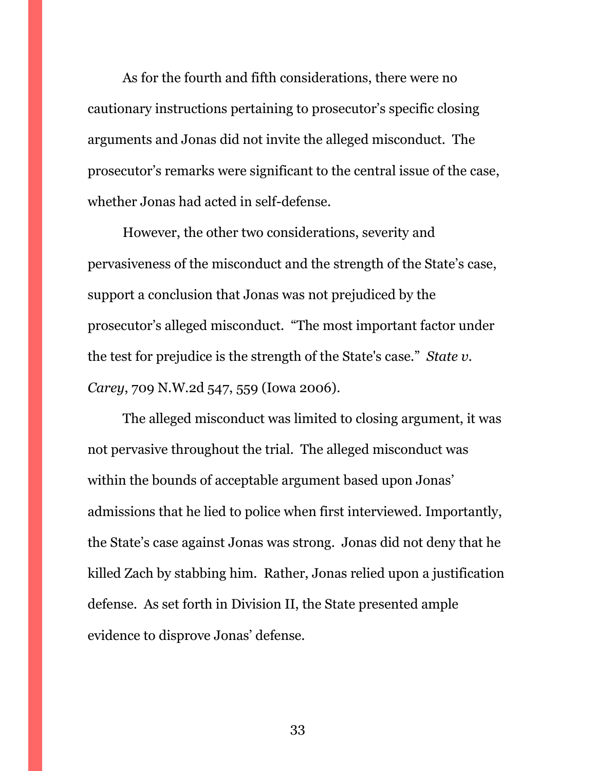As for the fourth and fifth considerations, there were no cautionary instructions pertaining to prosecutor's specific closing arguments and Jonas did not invite the alleged misconduct. The prosecutor's remarks were significant to the central issue of the case, whether Jonas had acted in self-defense.

However, the other two considerations, severity and pervasiveness of the misconduct and the strength of the State's case, support a conclusion that Jonas was not prejudiced by the prosecutor's alleged misconduct. "The most important factor under the test for prejudice is the strength of the State's case." *State v. Carey*, 709 N.W.2d 547, 559 (Iowa 2006).

The alleged misconduct was limited to closing argument, it was not pervasive throughout the trial. The alleged misconduct was within the bounds of acceptable argument based upon Jonas' admissions that he lied to police when first interviewed. Importantly, the State's case against Jonas was strong. Jonas did not deny that he killed Zach by stabbing him. Rather, Jonas relied upon a justification defense. As set forth in Division II, the State presented ample evidence to disprove Jonas' defense.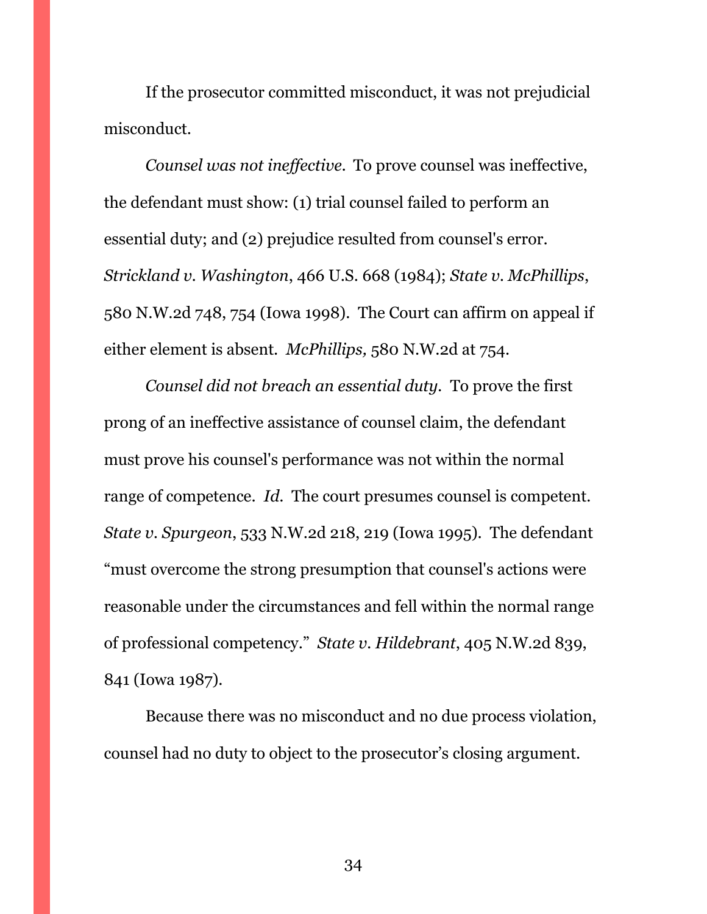If the prosecutor committed misconduct, it was not prejudicial misconduct.

*Counsel was not ineffective.* To prove counsel was ineffective, the defendant must show: (1) trial counsel failed to perform an essential duty; and (2) prejudice resulted from counsel's error. *Strickland v. Washington*, 466 U.S. 668 (1984); *State v. McPhillips*, 580 N.W.2d 748, 754 (Iowa 1998). The Court can affirm on appeal if either element is absent. *McPhillips,* 580 N.W.2d at 754.

*Counsel did not breach an essential duty.* To prove the first prong of an ineffective assistance of counsel claim, the defendant must prove his counsel's performance was not within the normal range of competence. *Id.* The court presumes counsel is competent. *State v. Spurgeon*, 533 N.W.2d 218, 219 (Iowa 1995). The defendant "must overcome the strong presumption that counsel's actions were reasonable under the circumstances and fell within the normal range of professional competency." *State v. Hildebrant*, 405 N.W.2d 839, 841 (Iowa 1987).

Because there was no misconduct and no due process violation, counsel had no duty to object to the prosecutor's closing argument.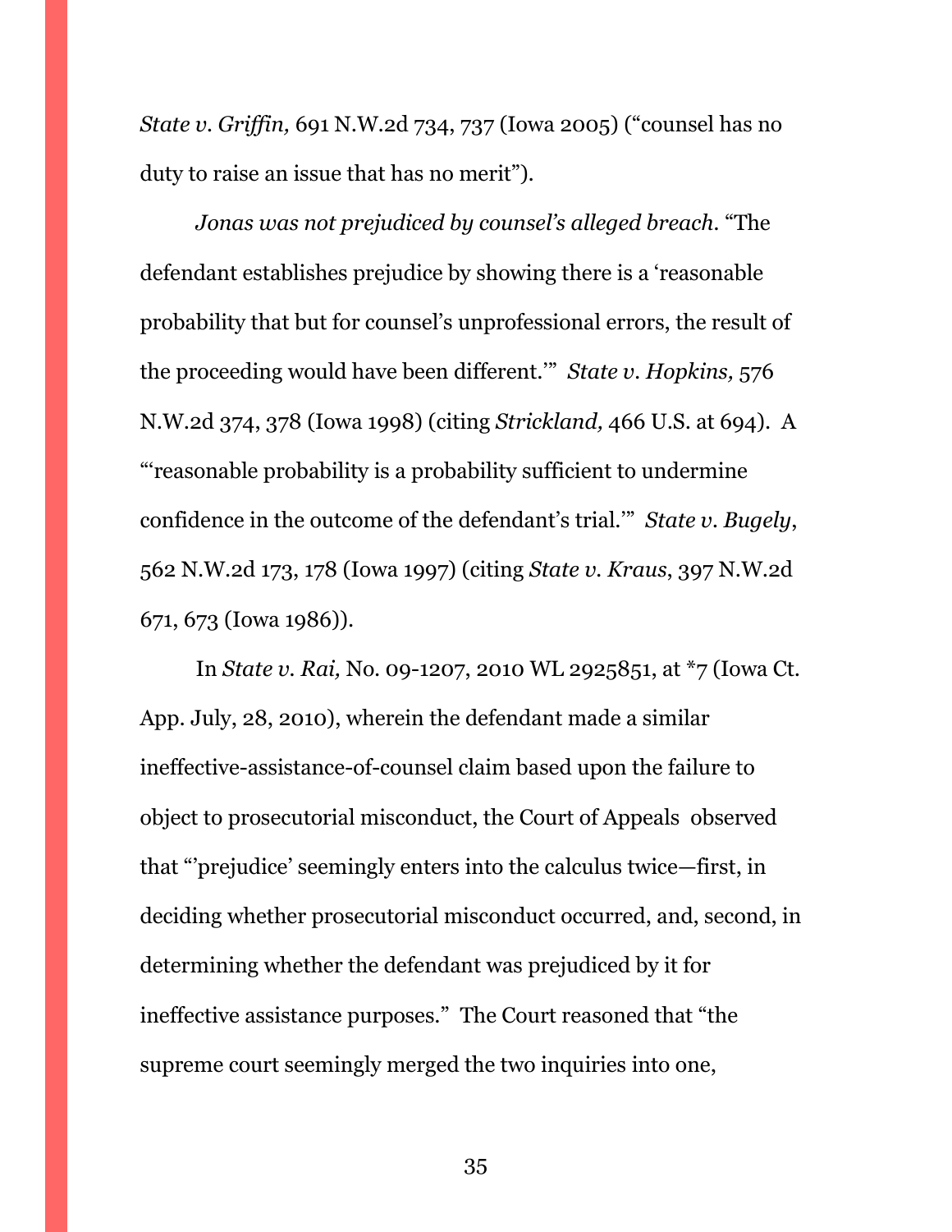*State v. Griffin,* 691 N.W.2d 734, 737 (Iowa 2005) ("counsel has no duty to raise an issue that has no merit").

*Jonas was not prejudiced by counsel's alleged breach.* "The defendant establishes prejudice by showing there is a 'reasonable probability that but for counsel's unprofessional errors, the result of the proceeding would have been different.'" *State v. Hopkins,* 576 N.W.2d 374, 378 (Iowa 1998) (citing *Strickland,* 466 U.S. at 694). A "'reasonable probability is a probability sufficient to undermine confidence in the outcome of the defendant's trial.'" *State v. Bugely*, 562 N.W.2d 173, 178 (Iowa 1997) (citing *State v. Kraus*, 397 N.W.2d 671, 673 (Iowa 1986)).

In *State v. Rai,* No. 09-1207, 2010 WL 2925851, at *7 (Iowa Ct. App. July, 28, 2010), wherein the defendant made a similar ineffective-assistance-of-counsel claim based upon the failure to object to prosecutorial misconduct, the Court of Appeals observed that "'prejudice' seemingly enters into the calculus twice—first, in deciding whether prosecutorial misconduct occurred, and, second, in determining whether the defendant was prejudiced by it for ineffective assistance purposes." The Court reasoned that "the supreme court seemingly merged the two inquiries into one,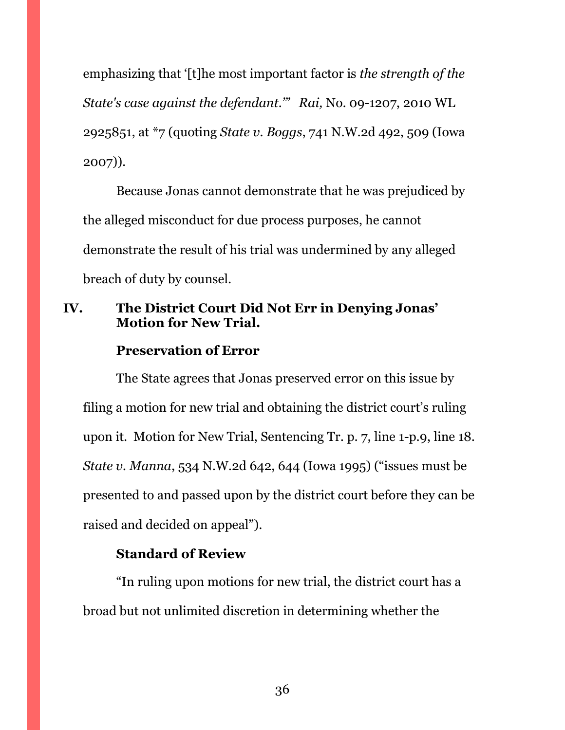emphasizing that '[t]he most important factor is *the strength of the State's case against the defendant*.'" *Rai,* No. 09-1207, 2010 WL 2925851, at *7 (quoting *State v. Boggs*, 741 N.W.2d 492, 509 (Iowa 2007)).

Because Jonas cannot demonstrate that he was prejudiced by the alleged misconduct for due process purposes, he cannot demonstrate the result of his trial was undermined by any alleged breach of duty by counsel.

## IV. The District Court Did Not Err in Denying Jonas' Motion for New Trial.

### Preservation of Error

The State agrees that Jonas preserved error on this issue by filing a motion for new trial and obtaining the district court's ruling upon it. Motion for New Trial, Sentencing Tr. p. 7, line 1-p.9, line 18. *State v. Manna*, 534 N.W.2d 642, 644 (Iowa 1995) ("issues must be presented to and passed upon by the district court before they can be raised and decided on appeal").

### Standard of Review

"In ruling upon motions for new trial, the district court has a broad but not unlimited discretion in determining whether the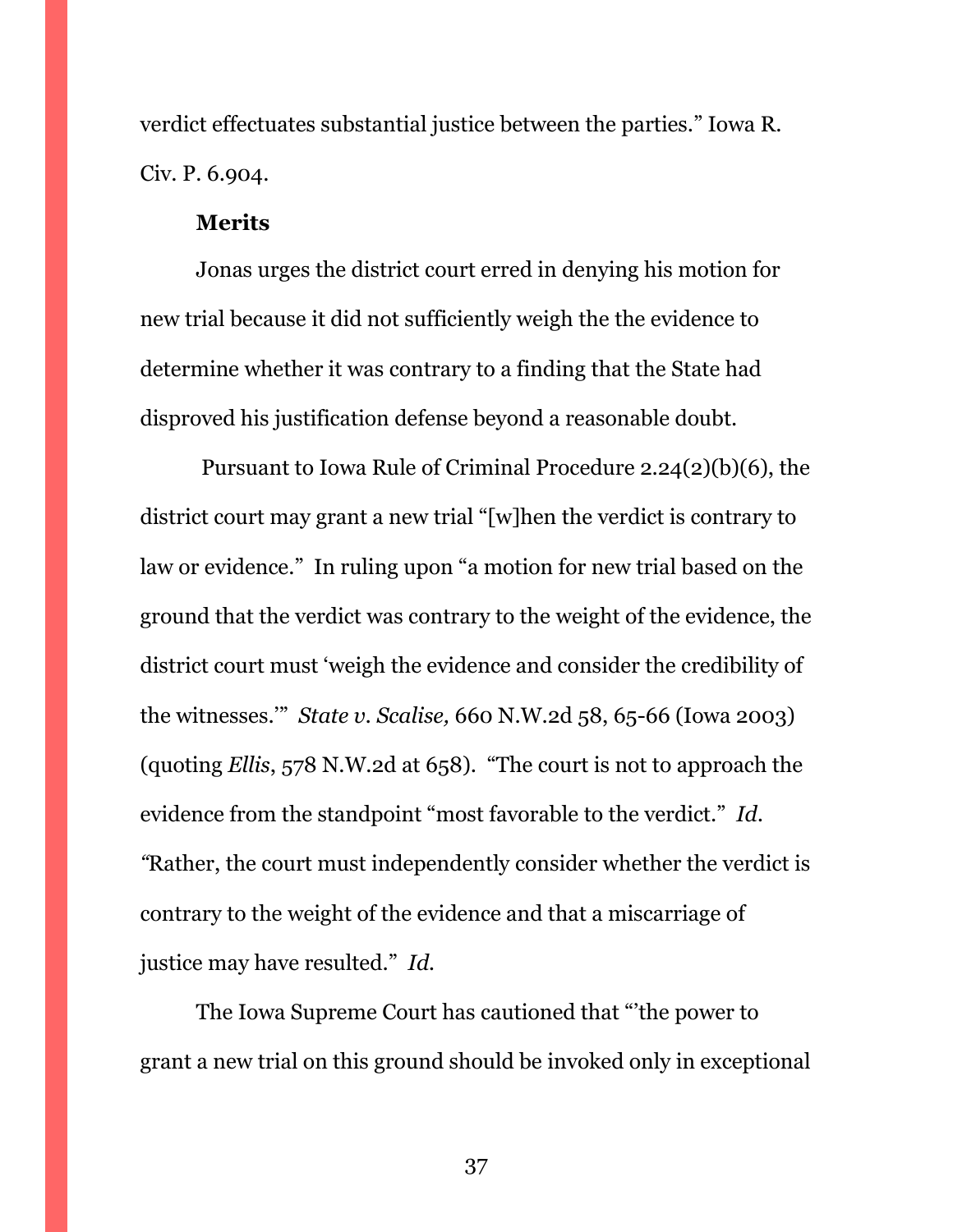verdict effectuates substantial justice between the parties." Iowa R. Civ. P. 6.904.

**Merits**

Jonas urges the district court erred in denying his motion for new trial because it did not sufficiently weigh the the evidence to determine whether it was contrary to a finding that the State had disproved his justification defense beyond a reasonable doubt.

Pursuant to Iowa Rule of Criminal Procedure 2.24(2)(b)(6), the district court may grant a new trial "[w]hen the verdict is contrary to law or evidence." In ruling upon "a motion for new trial based on the ground that the verdict was contrary to the weight of the evidence, the district court must 'weigh the evidence and consider the credibility of the witnesses.'" *State v. Scalise,* 660 N.W.2d 58, 65-66 (Iowa 2003) (quoting *Ellis*, 578 N.W.2d at 658). "The court is not to approach the evidence from the standpoint "most favorable to the verdict." *Id.* "Rather, the court must independently consider whether the verdict is contrary to the weight of the evidence and that a miscarriage of justice may have resulted." *Id.*

The Iowa Supreme Court has cautioned that "'the power to grant a new trial on this ground should be invoked only in exceptional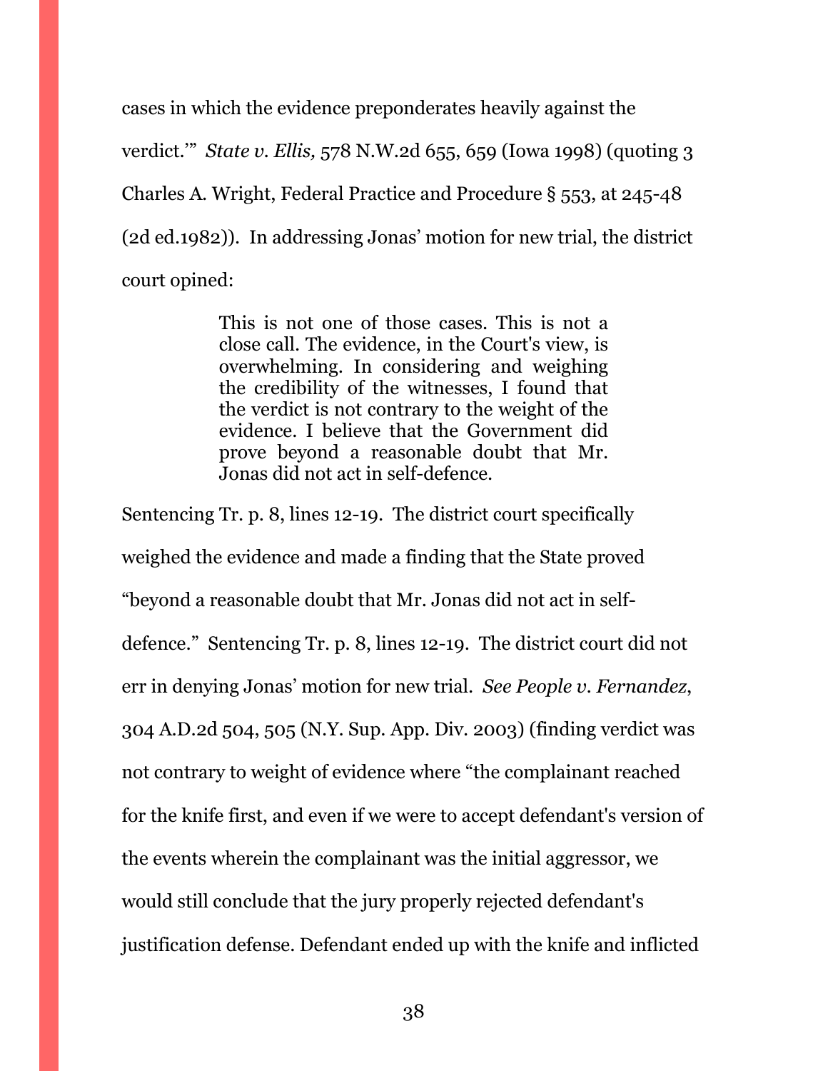cases in which the evidence preponderates heavily against the verdict.'" *State v. Ellis,* 578 N.W.2d 655, 659 (Iowa 1998) (quoting 3 Charles A. Wright, Federal Practice and Procedure § 553, at 245-48 (2d ed.1982)). In addressing Jonas' motion for new trial, the district court opined:

> This is not one of those cases. This is not a close call. The evidence, in the Court's view, is overwhelming. In considering and weighing the credibility of the witnesses, I found that the verdict is not contrary to the weight of the evidence. I believe that the Government did prove beyond a reasonable doubt that Mr. Jonas did not act in self-defence.

Sentencing Tr. p. 8, lines 12-19. The district court specifically weighed the evidence and made a finding that the State proved "beyond a reasonable doubt that Mr. Jonas did not act in self-defence." Sentencing Tr. p. 8, lines 12-19. The district court did not err in denying Jonas' motion for new trial. *See People v. Fernandez*, 304 A.D.2d 504, 505 (N.Y. Sup. App. Div. 2003) (finding verdict was not contrary to weight of evidence where "the complainant reached for the knife first, and even if we were to accept defendant's version of the events wherein the complainant was the initial aggressor, we would still conclude that the jury properly rejected defendant's justification defense. Defendant ended up with the knife and inflicted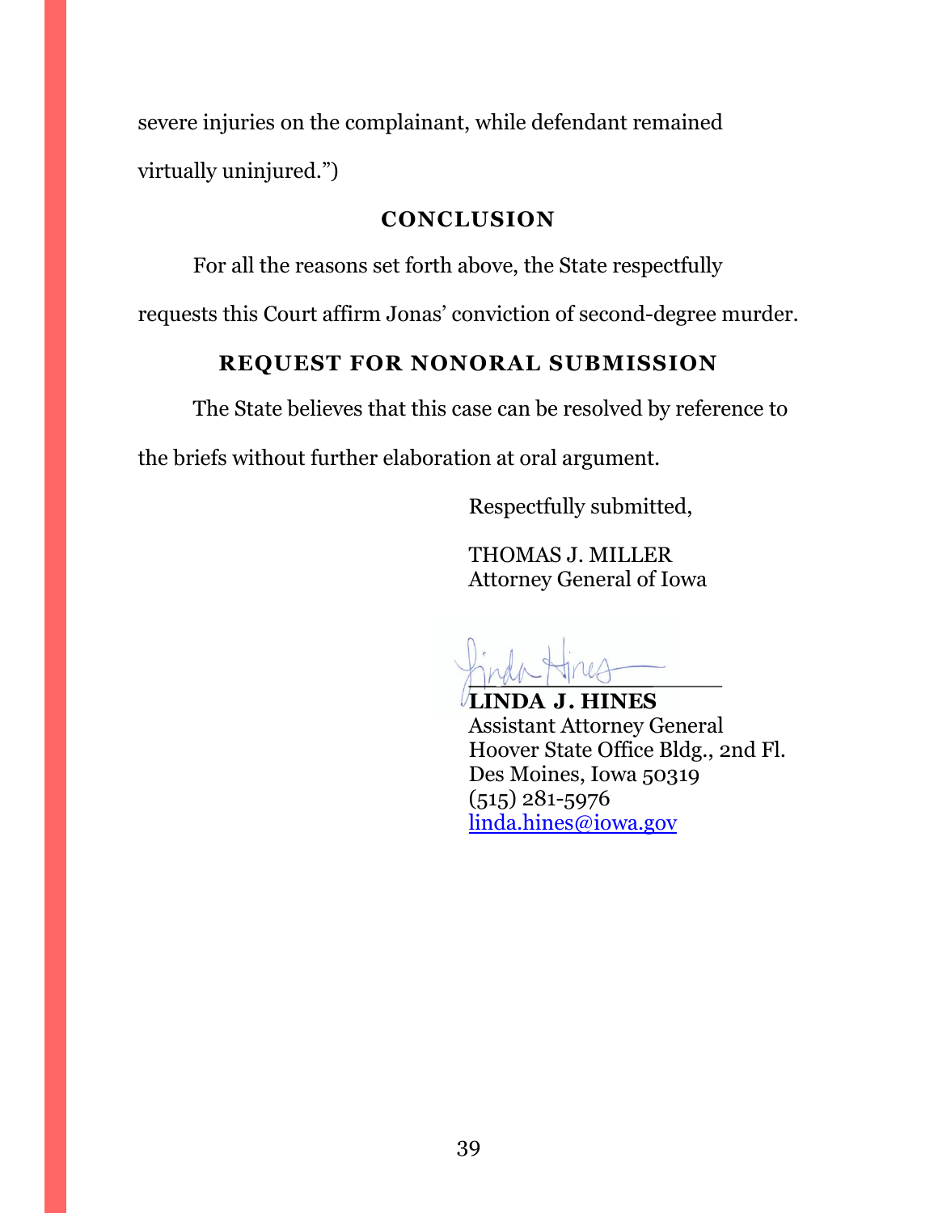severe injuries on the complainant, while defendant remained virtually uninjured.")

## CONCLUSION

For all the reasons set forth above, the State respectfully requests this Court affirm Jonas' conviction of second-degree murder.

## REQUEST FOR NONORAL SUBMISSION

The State believes that this case can be resolved by reference to the briefs without further elaboration at oral argument.

Respectfully submitted,

THOMAS J. MILLER
Attorney General of Iowa

**LINDA J. HINES**
Assistant Attorney General
Hoover State Office Bldg., 2nd Fl.
Des Moines, Iowa 50319
(515) 281-5976
linda.hines@iowa.gov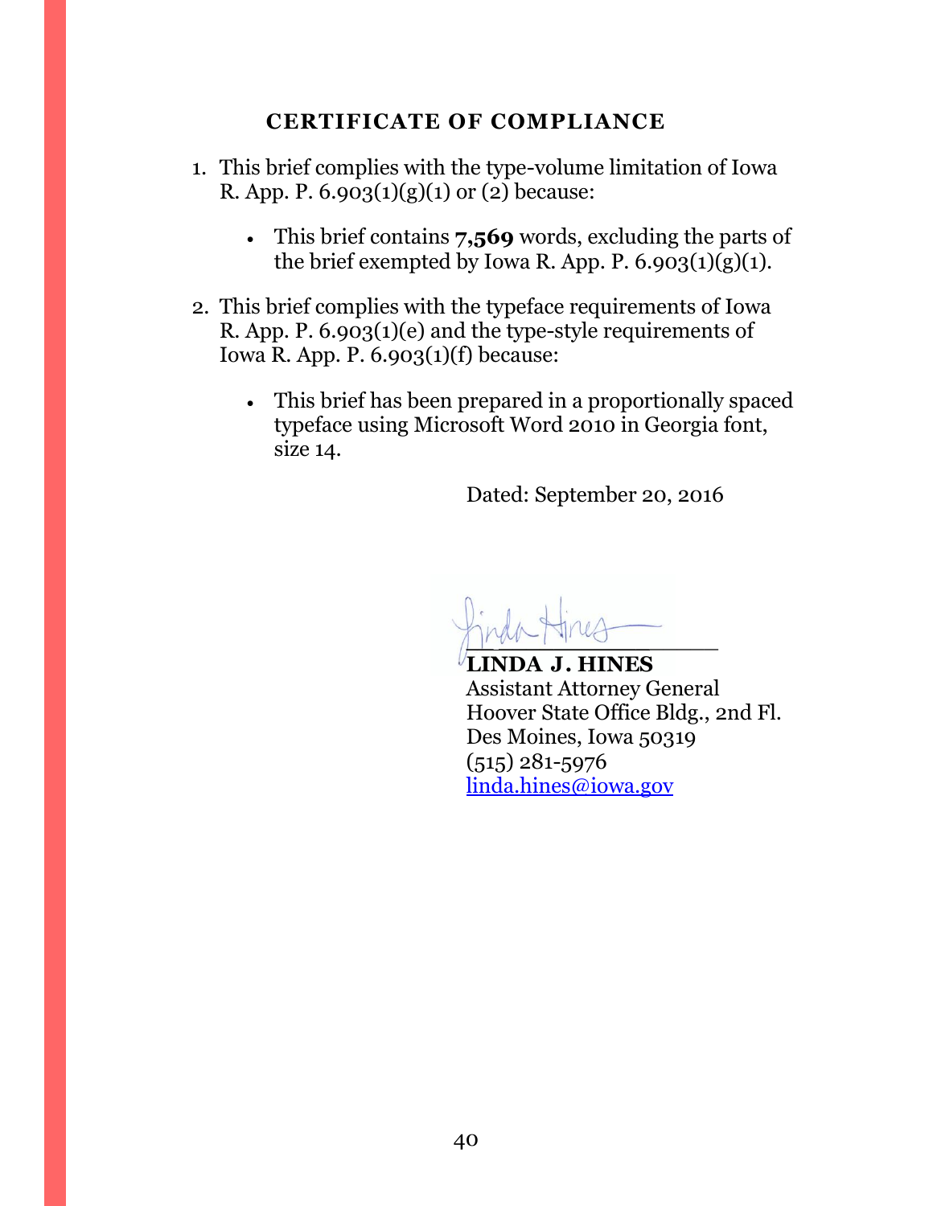## CERTIFICATE OF COMPLIANCE

1. This brief complies with the type-volume limitation of Iowa R. App. P. 6.903(1)(g)(1) or (2) because:

    - This brief contains **7,569** words, excluding the parts of the brief exempted by Iowa R. App. P. 6.903(1)(g)(1).

2. This brief complies with the typeface requirements of Iowa R. App. P. 6.903(1)(e) and the type-style requirements of Iowa R. App. P. 6.903(1)(f) because:

    - This brief has been prepared in a proportionally spaced typeface using Microsoft Word 2010 in Georgia font, size 14.

Dated: September 20, 2016

Linda Hines
______________________

**LINDA J. HINES**
Assistant Attorney General
Hoover State Office Bldg., 2nd Fl.
Des Moines, Iowa 50319
(515) 281-5976
linda.hines@iowa.gov